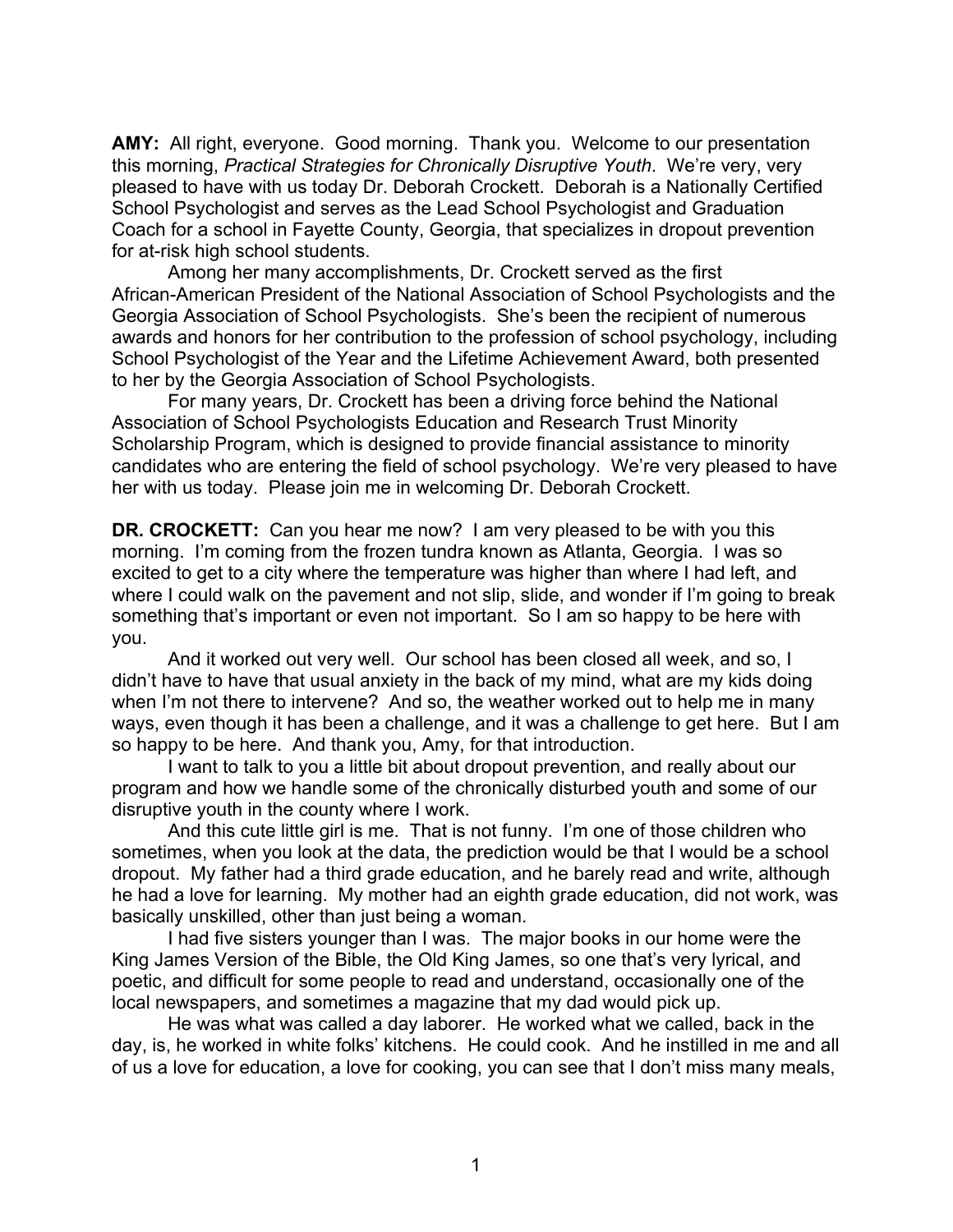**AMY:** All right, everyone. Good morning. Thank you. Welcome to our presentation this morning, *Practical Strategies for Chronically Disruptive Youth*. We're very, very pleased to have with us today Dr. Deborah Crockett. Deborah is a Nationally Certified School Psychologist and serves as the Lead School Psychologist and Graduation Coach for a school in Fayette County, Georgia, that specializes in dropout prevention for at-risk high school students.

Among her many accomplishments, Dr. Crockett served as the first African-American President of the National Association of School Psychologists and the Georgia Association of School Psychologists. She's been the recipient of numerous awards and honors for her contribution to the profession of school psychology, including School Psychologist of the Year and the Lifetime Achievement Award, both presented to her by the Georgia Association of School Psychologists.

For many years, Dr. Crockett has been a driving force behind the National Association of School Psychologists Education and Research Trust Minority Scholarship Program, which is designed to provide financial assistance to minority candidates who are entering the field of school psychology. We're very pleased to have her with us today. Please join me in welcoming Dr. Deborah Crockett.

**DR. CROCKETT:** Can you hear me now? I am very pleased to be with you this morning. I'm coming from the frozen tundra known as Atlanta, Georgia. I was so excited to get to a city where the temperature was higher than where I had left, and where I could walk on the pavement and not slip, slide, and wonder if I'm going to break something that's important or even not important. So I am so happy to be here with you.

And it worked out very well. Our school has been closed all week, and so, I didn't have to have that usual anxiety in the back of my mind, what are my kids doing when I'm not there to intervene? And so, the weather worked out to help me in many ways, even though it has been a challenge, and it was a challenge to get here. But I am so happy to be here. And thank you, Amy, for that introduction.

I want to talk to you a little bit about dropout prevention, and really about our program and how we handle some of the chronically disturbed youth and some of our disruptive youth in the county where I work.

And this cute little girl is me. That is not funny. I'm one of those children who sometimes, when you look at the data, the prediction would be that I would be a school dropout. My father had a third grade education, and he barely read and write, although he had a love for learning. My mother had an eighth grade education, did not work, was basically unskilled, other than just being a woman.

I had five sisters younger than I was. The major books in our home were the King James Version of the Bible, the Old King James, so one that's very lyrical, and poetic, and difficult for some people to read and understand, occasionally one of the local newspapers, and sometimes a magazine that my dad would pick up.

He was what was called a day laborer. He worked what we called, back in the day, is, he worked in white folks' kitchens. He could cook. And he instilled in me and all of us a love for education, a love for cooking, you can see that I don't miss many meals,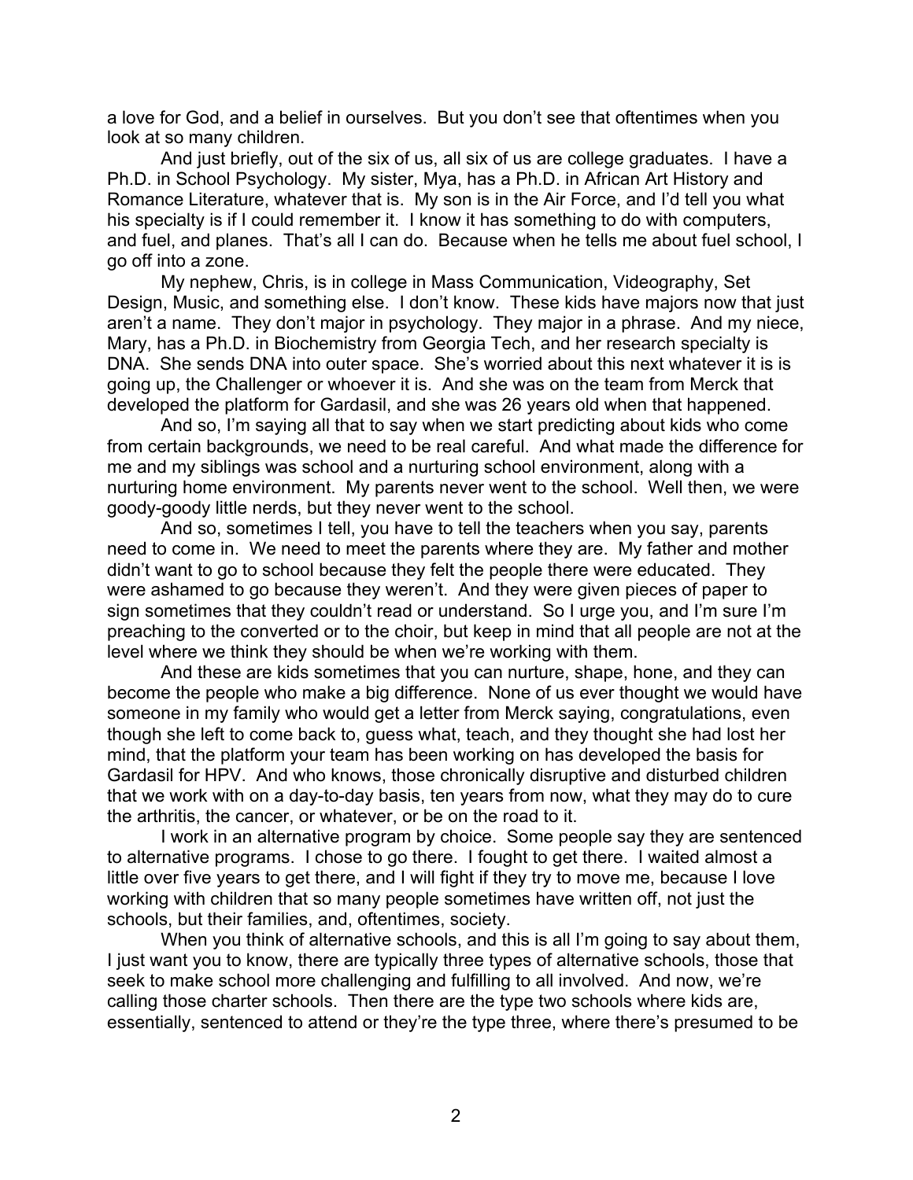a love for God, and a belief in ourselves. But you don't see that oftentimes when you look at so many children.

And just briefly, out of the six of us, all six of us are college graduates. I have a Ph.D. in School Psychology. My sister, Mya, has a Ph.D. in African Art History and Romance Literature, whatever that is. My son is in the Air Force, and I'd tell you what his specialty is if I could remember it. I know it has something to do with computers, and fuel, and planes. That's all I can do. Because when he tells me about fuel school, I go off into a zone.

My nephew, Chris, is in college in Mass Communication, Videography, Set Design, Music, and something else. I don't know. These kids have majors now that just aren't a name. They don't major in psychology. They major in a phrase. And my niece, Mary, has a Ph.D. in Biochemistry from Georgia Tech, and her research specialty is DNA. She sends DNA into outer space. She's worried about this next whatever it is is going up, the Challenger or whoever it is. And she was on the team from Merck that developed the platform for Gardasil, and she was 26 years old when that happened.

And so, I'm saying all that to say when we start predicting about kids who come from certain backgrounds, we need to be real careful. And what made the difference for me and my siblings was school and a nurturing school environment, along with a nurturing home environment. My parents never went to the school. Well then, we were goody-goody little nerds, but they never went to the school.

And so, sometimes I tell, you have to tell the teachers when you say, parents need to come in. We need to meet the parents where they are. My father and mother didn't want to go to school because they felt the people there were educated. They were ashamed to go because they weren't. And they were given pieces of paper to sign sometimes that they couldn't read or understand. So I urge you, and I'm sure I'm preaching to the converted or to the choir, but keep in mind that all people are not at the level where we think they should be when we're working with them.

And these are kids sometimes that you can nurture, shape, hone, and they can become the people who make a big difference. None of us ever thought we would have someone in my family who would get a letter from Merck saying, congratulations, even though she left to come back to, guess what, teach, and they thought she had lost her mind, that the platform your team has been working on has developed the basis for Gardasil for HPV. And who knows, those chronically disruptive and disturbed children that we work with on a day-to-day basis, ten years from now, what they may do to cure the arthritis, the cancer, or whatever, or be on the road to it.

I work in an alternative program by choice. Some people say they are sentenced to alternative programs. I chose to go there. I fought to get there. I waited almost a little over five years to get there, and I will fight if they try to move me, because I love working with children that so many people sometimes have written off, not just the schools, but their families, and, oftentimes, society.

When you think of alternative schools, and this is all I'm going to say about them, I just want you to know, there are typically three types of alternative schools, those that seek to make school more challenging and fulfilling to all involved. And now, we're calling those charter schools. Then there are the type two schools where kids are, essentially, sentenced to attend or they're the type three, where there's presumed to be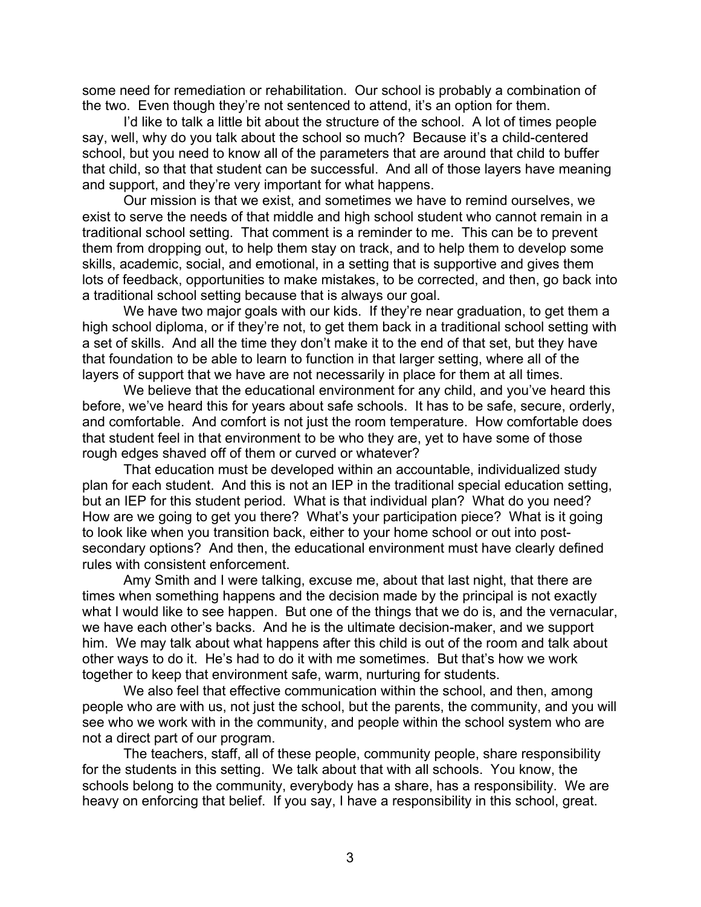some need for remediation or rehabilitation. Our school is probably a combination of the two. Even though they're not sentenced to attend, it's an option for them.

I'd like to talk a little bit about the structure of the school. A lot of times people say, well, why do you talk about the school so much? Because it's a child-centered school, but you need to know all of the parameters that are around that child to buffer that child, so that that student can be successful. And all of those layers have meaning and support, and they're very important for what happens.

Our mission is that we exist, and sometimes we have to remind ourselves, we exist to serve the needs of that middle and high school student who cannot remain in a traditional school setting. That comment is a reminder to me. This can be to prevent them from dropping out, to help them stay on track, and to help them to develop some skills, academic, social, and emotional, in a setting that is supportive and gives them lots of feedback, opportunities to make mistakes, to be corrected, and then, go back into a traditional school setting because that is always our goal.

We have two major goals with our kids. If they're near graduation, to get them a high school diploma, or if they're not, to get them back in a traditional school setting with a set of skills. And all the time they don't make it to the end of that set, but they have that foundation to be able to learn to function in that larger setting, where all of the layers of support that we have are not necessarily in place for them at all times.

We believe that the educational environment for any child, and you've heard this before, we've heard this for years about safe schools. It has to be safe, secure, orderly, and comfortable. And comfort is not just the room temperature. How comfortable does that student feel in that environment to be who they are, yet to have some of those rough edges shaved off of them or curved or whatever?

That education must be developed within an accountable, individualized study plan for each student. And this is not an IEP in the traditional special education setting, but an IEP for this student period. What is that individual plan? What do you need? How are we going to get you there? What's your participation piece? What is it going to look like when you transition back, either to your home school or out into post-secondary options? And then, the educational environment must have clearly defined rules with consistent enforcement.

Amy Smith and I were talking, excuse me, about that last night, that there are times when something happens and the decision made by the principal is not exactly what I would like to see happen. But one of the things that we do is, and the vernacular, we have each other's backs. And he is the ultimate decision-maker, and we support him. We may talk about what happens after this child is out of the room and talk about other ways to do it. He's had to do it with me sometimes. But that's how we work together to keep that environment safe, warm, nurturing for students.

We also feel that effective communication within the school, and then, among people who are with us, not just the school, but the parents, the community, and you will see who we work with in the community, and people within the school system who are not a direct part of our program.

The teachers, staff, all of these people, community people, share responsibility for the students in this setting. We talk about that with all schools. You know, the schools belong to the community, everybody has a share, has a responsibility. We are heavy on enforcing that belief. If you say, I have a responsibility in this school, great.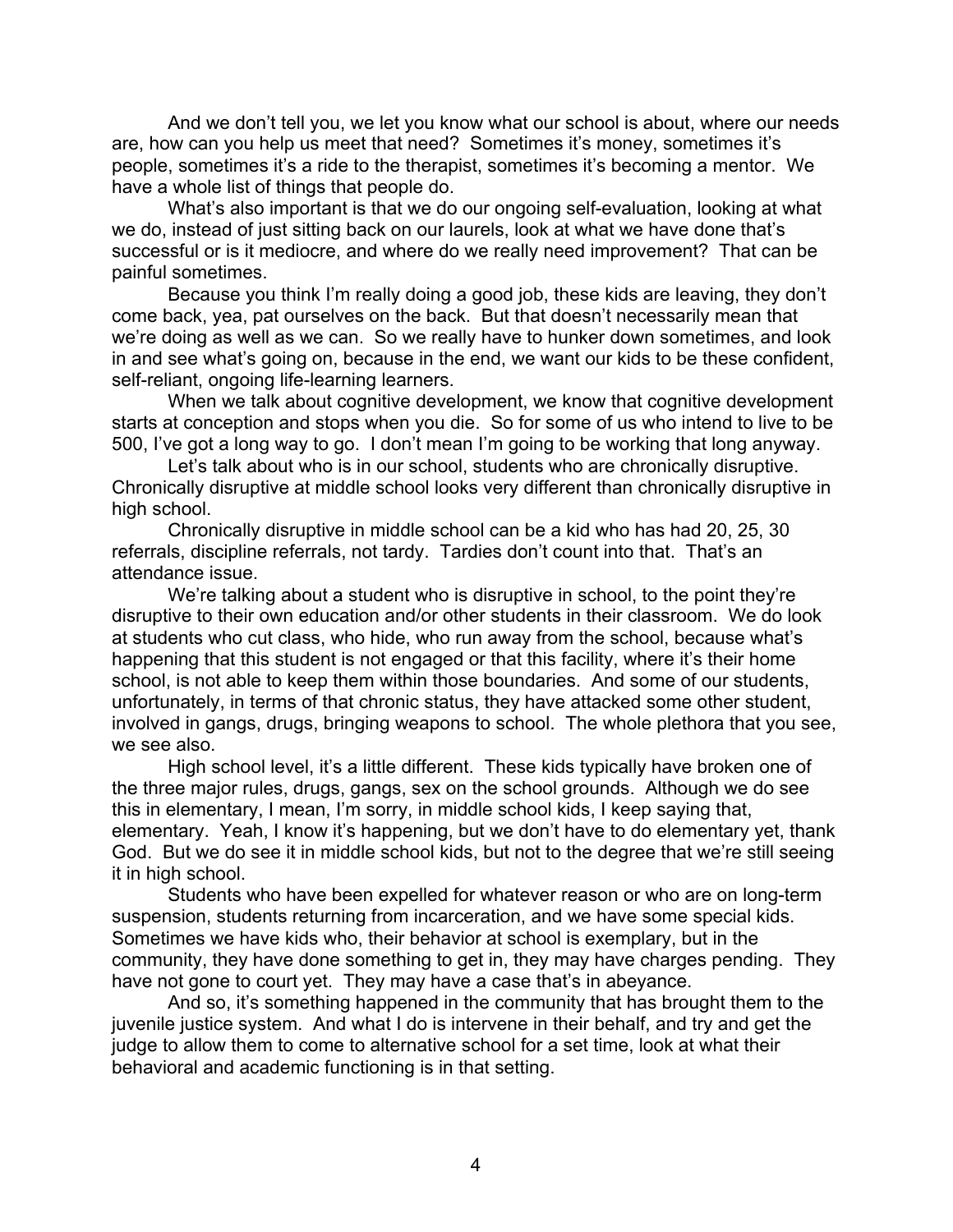And we don't tell you, we let you know what our school is about, where our needs are, how can you help us meet that need? Sometimes it's money, sometimes it's people, sometimes it's a ride to the therapist, sometimes it's becoming a mentor. We have a whole list of things that people do.

What's also important is that we do our ongoing self-evaluation, looking at what we do, instead of just sitting back on our laurels, look at what we have done that's successful or is it mediocre, and where do we really need improvement? That can be painful sometimes.

Because you think I'm really doing a good job, these kids are leaving, they don't come back, yea, pat ourselves on the back. But that doesn't necessarily mean that we're doing as well as we can. So we really have to hunker down sometimes, and look in and see what's going on, because in the end, we want our kids to be these confident, self-reliant, ongoing life-learning learners.

When we talk about cognitive development, we know that cognitive development starts at conception and stops when you die. So for some of us who intend to live to be 500, I've got a long way to go. I don't mean I'm going to be working that long anyway.

Let's talk about who is in our school, students who are chronically disruptive. Chronically disruptive at middle school looks very different than chronically disruptive in high school.

Chronically disruptive in middle school can be a kid who has had 20, 25, 30 referrals, discipline referrals, not tardy. Tardies don't count into that. That's an attendance issue.

We're talking about a student who is disruptive in school, to the point they're disruptive to their own education and/or other students in their classroom. We do look at students who cut class, who hide, who run away from the school, because what's happening that this student is not engaged or that this facility, where it's their home school, is not able to keep them within those boundaries. And some of our students, unfortunately, in terms of that chronic status, they have attacked some other student, involved in gangs, drugs, bringing weapons to school. The whole plethora that you see, we see also.

High school level, it's a little different. These kids typically have broken one of the three major rules, drugs, gangs, sex on the school grounds. Although we do see this in elementary, I mean, I'm sorry, in middle school kids, I keep saying that, elementary. Yeah, I know it's happening, but we don't have to do elementary yet, thank God. But we do see it in middle school kids, but not to the degree that we're still seeing it in high school.

Students who have been expelled for whatever reason or who are on long-term suspension, students returning from incarceration, and we have some special kids. Sometimes we have kids who, their behavior at school is exemplary, but in the community, they have done something to get in, they may have charges pending. They have not gone to court yet. They may have a case that's in abeyance.

And so, it's something happened in the community that has brought them to the juvenile justice system. And what I do is intervene in their behalf, and try and get the judge to allow them to come to alternative school for a set time, look at what their behavioral and academic functioning is in that setting.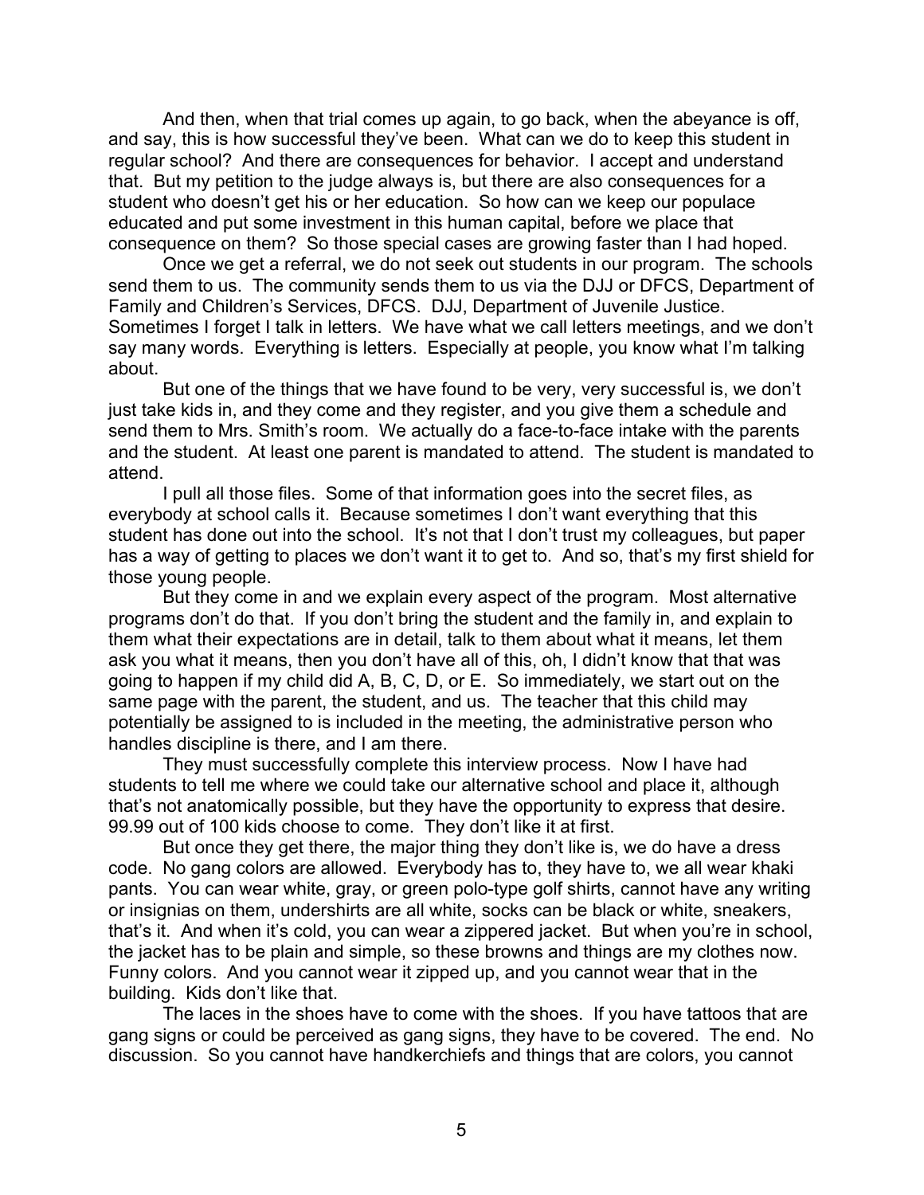And then, when that trial comes up again, to go back, when the abeyance is off, and say, this is how successful they've been. What can we do to keep this student in regular school? And there are consequences for behavior. I accept and understand that. But my petition to the judge always is, but there are also consequences for a student who doesn't get his or her education. So how can we keep our populace educated and put some investment in this human capital, before we place that consequence on them? So those special cases are growing faster than I had hoped.

Once we get a referral, we do not seek out students in our program. The schools send them to us. The community sends them to us via the DJJ or DFCS, Department of Family and Children's Services, DFCS. DJJ, Department of Juvenile Justice. Sometimes I forget I talk in letters. We have what we call letters meetings, and we don't say many words. Everything is letters. Especially at people, you know what I'm talking about.

But one of the things that we have found to be very, very successful is, we don't just take kids in, and they come and they register, and you give them a schedule and send them to Mrs. Smith's room. We actually do a face-to-face intake with the parents and the student. At least one parent is mandated to attend. The student is mandated to attend.

I pull all those files. Some of that information goes into the secret files, as everybody at school calls it. Because sometimes I don't want everything that this student has done out into the school. It's not that I don't trust my colleagues, but paper has a way of getting to places we don't want it to get to. And so, that's my first shield for those young people.

But they come in and we explain every aspect of the program. Most alternative programs don't do that. If you don't bring the student and the family in, and explain to them what their expectations are in detail, talk to them about what it means, let them ask you what it means, then you don't have all of this, oh, I didn't know that that was going to happen if my child did A, B, C, D, or E. So immediately, we start out on the same page with the parent, the student, and us. The teacher that this child may potentially be assigned to is included in the meeting, the administrative person who handles discipline is there, and I am there.

They must successfully complete this interview process. Now I have had students to tell me where we could take our alternative school and place it, although that's not anatomically possible, but they have the opportunity to express that desire. 99.99 out of 100 kids choose to come. They don't like it at first.

But once they get there, the major thing they don't like is, we do have a dress code. No gang colors are allowed. Everybody has to, they have to, we all wear khaki pants. You can wear white, gray, or green polo-type golf shirts, cannot have any writing or insignias on them, undershirts are all white, socks can be black or white, sneakers, that's it. And when it's cold, you can wear a zippered jacket. But when you're in school, the jacket has to be plain and simple, so these browns and things are my clothes now. Funny colors. And you cannot wear it zipped up, and you cannot wear that in the building. Kids don't like that.

The laces in the shoes have to come with the shoes. If you have tattoos that are gang signs or could be perceived as gang signs, they have to be covered. The end. No discussion. So you cannot have handkerchiefs and things that are colors, you cannot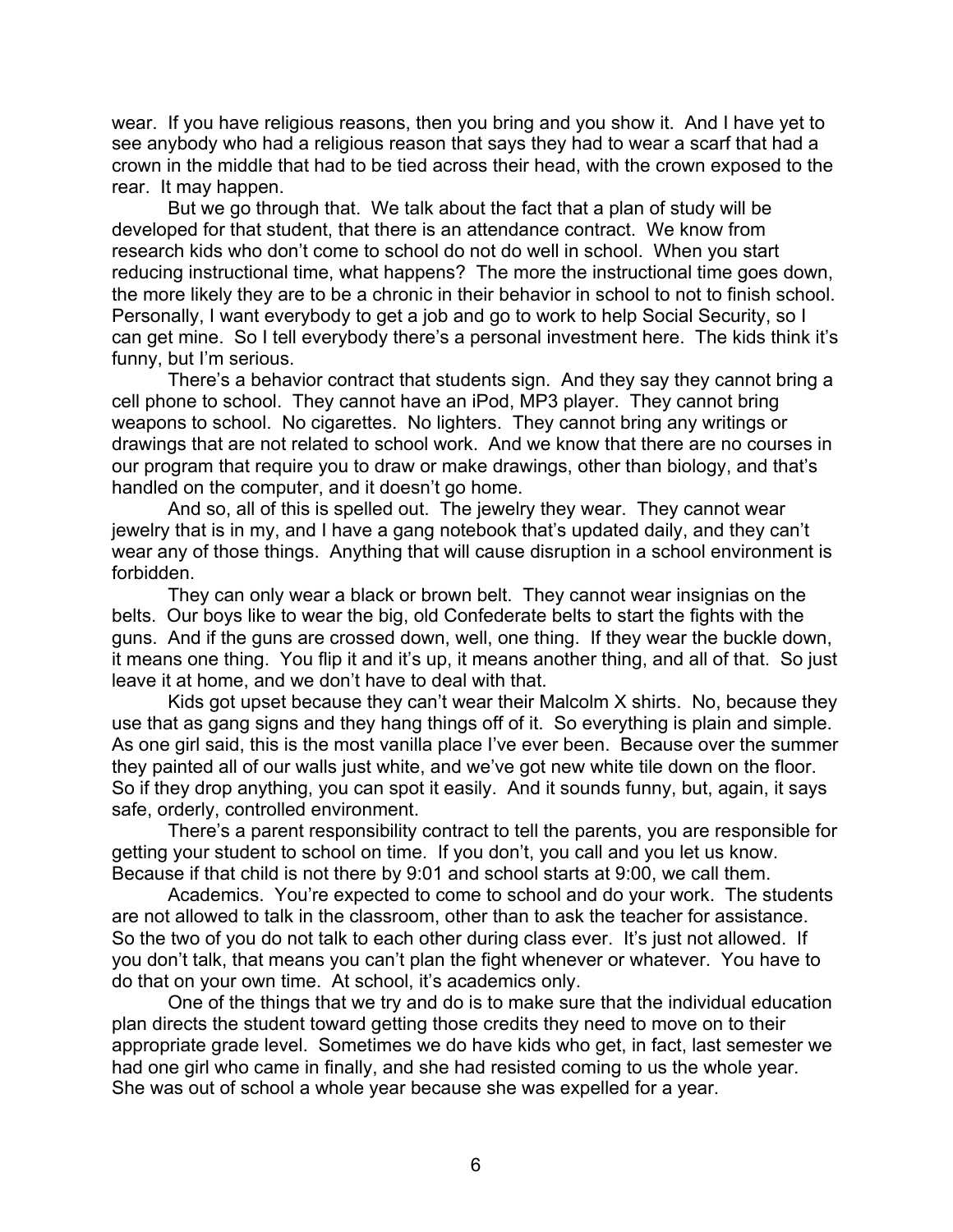wear. If you have religious reasons, then you bring and you show it. And I have yet to see anybody who had a religious reason that says they had to wear a scarf that had a crown in the middle that had to be tied across their head, with the crown exposed to the rear. It may happen.

But we go through that. We talk about the fact that a plan of study will be developed for that student, that there is an attendance contract. We know from research kids who don't come to school do not do well in school. When you start reducing instructional time, what happens? The more the instructional time goes down, the more likely they are to be a chronic in their behavior in school to not to finish school. Personally, I want everybody to get a job and go to work to help Social Security, so I can get mine. So I tell everybody there's a personal investment here. The kids think it's funny, but I'm serious.

There's a behavior contract that students sign. And they say they cannot bring a cell phone to school. They cannot have an iPod, MP3 player. They cannot bring weapons to school. No cigarettes. No lighters. They cannot bring any writings or drawings that are not related to school work. And we know that there are no courses in our program that require you to draw or make drawings, other than biology, and that's handled on the computer, and it doesn't go home.

And so, all of this is spelled out. The jewelry they wear. They cannot wear jewelry that is in my, and I have a gang notebook that's updated daily, and they can't wear any of those things. Anything that will cause disruption in a school environment is forbidden.

They can only wear a black or brown belt. They cannot wear insignias on the belts. Our boys like to wear the big, old Confederate belts to start the fights with the guns. And if the guns are crossed down, well, one thing. If they wear the buckle down, it means one thing. You flip it and it's up, it means another thing, and all of that. So just leave it at home, and we don't have to deal with that.

Kids got upset because they can't wear their Malcolm X shirts. No, because they use that as gang signs and they hang things off of it. So everything is plain and simple. As one girl said, this is the most vanilla place I've ever been. Because over the summer they painted all of our walls just white, and we've got new white tile down on the floor. So if they drop anything, you can spot it easily. And it sounds funny, but, again, it says safe, orderly, controlled environment.

There's a parent responsibility contract to tell the parents, you are responsible for getting your student to school on time. If you don't, you call and you let us know. Because if that child is not there by 9:01 and school starts at 9:00, we call them.

Academics. You're expected to come to school and do your work. The students are not allowed to talk in the classroom, other than to ask the teacher for assistance. So the two of you do not talk to each other during class ever. It's just not allowed. If you don't talk, that means you can't plan the fight whenever or whatever. You have to do that on your own time. At school, it's academics only.

One of the things that we try and do is to make sure that the individual education plan directs the student toward getting those credits they need to move on to their appropriate grade level. Sometimes we do have kids who get, in fact, last semester we had one girl who came in finally, and she had resisted coming to us the whole year. She was out of school a whole year because she was expelled for a year.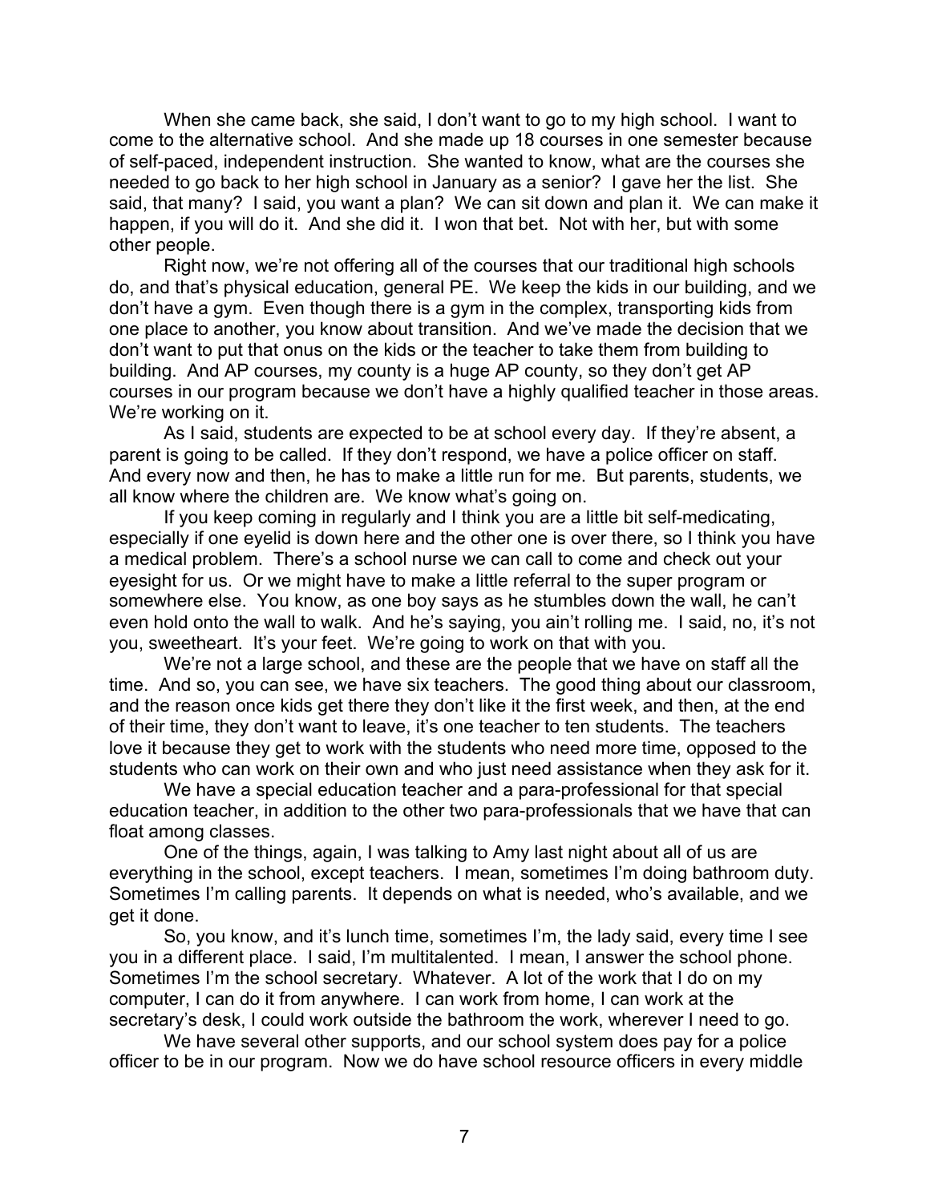When she came back, she said, I don't want to go to my high school. I want to come to the alternative school. And she made up 18 courses in one semester because of self-paced, independent instruction. She wanted to know, what are the courses she needed to go back to her high school in January as a senior? I gave her the list. She said, that many? I said, you want a plan? We can sit down and plan it. We can make it happen, if you will do it. And she did it. I won that bet. Not with her, but with some other people.

Right now, we're not offering all of the courses that our traditional high schools do, and that's physical education, general PE. We keep the kids in our building, and we don't have a gym. Even though there is a gym in the complex, transporting kids from one place to another, you know about transition. And we've made the decision that we don't want to put that onus on the kids or the teacher to take them from building to building. And AP courses, my county is a huge AP county, so they don't get AP courses in our program because we don't have a highly qualified teacher in those areas. We're working on it.

As I said, students are expected to be at school every day. If they're absent, a parent is going to be called. If they don't respond, we have a police officer on staff. And every now and then, he has to make a little run for me. But parents, students, we all know where the children are. We know what's going on.

If you keep coming in regularly and I think you are a little bit self-medicating, especially if one eyelid is down here and the other one is over there, so I think you have a medical problem. There's a school nurse we can call to come and check out your eyesight for us. Or we might have to make a little referral to the super program or somewhere else. You know, as one boy says as he stumbles down the wall, he can't even hold onto the wall to walk. And he's saying, you ain't rolling me. I said, no, it's not you, sweetheart. It's your feet. We're going to work on that with you.

We're not a large school, and these are the people that we have on staff all the time. And so, you can see, we have six teachers. The good thing about our classroom, and the reason once kids get there they don't like it the first week, and then, at the end of their time, they don't want to leave, it's one teacher to ten students. The teachers love it because they get to work with the students who need more time, opposed to the students who can work on their own and who just need assistance when they ask for it.

We have a special education teacher and a para-professional for that special education teacher, in addition to the other two para-professionals that we have that can float among classes.

One of the things, again, I was talking to Amy last night about all of us are everything in the school, except teachers. I mean, sometimes I'm doing bathroom duty. Sometimes I'm calling parents. It depends on what is needed, who's available, and we get it done.

So, you know, and it's lunch time, sometimes I'm, the lady said, every time I see you in a different place. I said, I'm multitalented. I mean, I answer the school phone. Sometimes I'm the school secretary. Whatever. A lot of the work that I do on my computer, I can do it from anywhere. I can work from home, I can work at the secretary's desk, I could work outside the bathroom the work, wherever I need to go.

We have several other supports, and our school system does pay for a police officer to be in our program. Now we do have school resource officers in every middle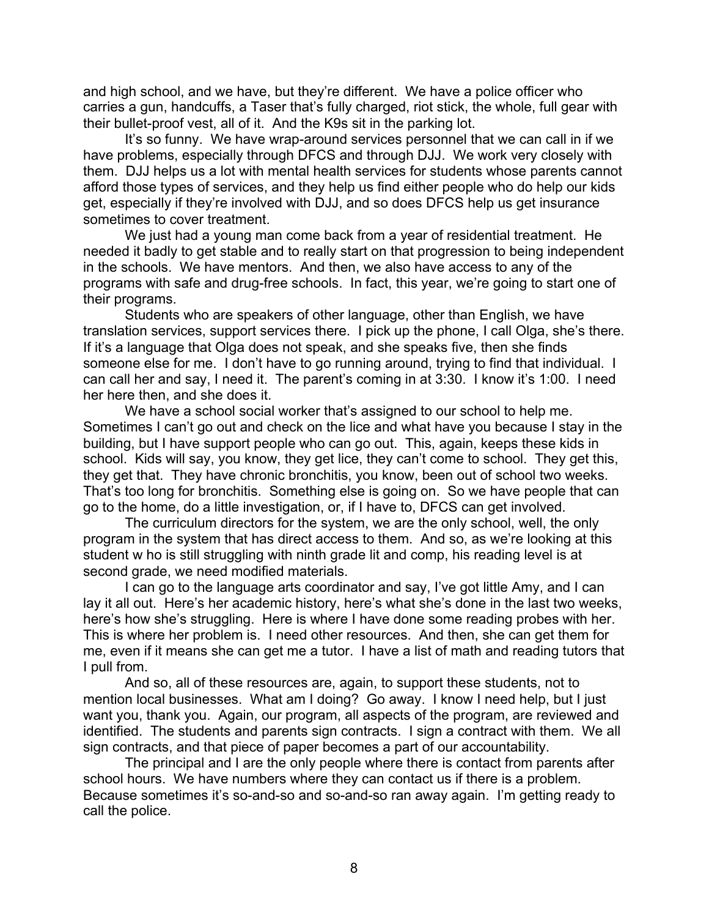and high school, and we have, but they're different. We have a police officer who carries a gun, handcuffs, a Taser that's fully charged, riot stick, the whole, full gear with their bullet-proof vest, all of it. And the K9s sit in the parking lot.

It's so funny. We have wrap-around services personnel that we can call in if we have problems, especially through DFCS and through DJJ. We work very closely with them. DJJ helps us a lot with mental health services for students whose parents cannot afford those types of services, and they help us find either people who do help our kids get, especially if they're involved with DJJ, and so does DFCS help us get insurance sometimes to cover treatment.

We just had a young man come back from a year of residential treatment. He needed it badly to get stable and to really start on that progression to being independent in the schools. We have mentors. And then, we also have access to any of the programs with safe and drug-free schools. In fact, this year, we're going to start one of their programs.

Students who are speakers of other language, other than English, we have translation services, support services there. I pick up the phone, I call Olga, she's there. If it's a language that Olga does not speak, and she speaks five, then she finds someone else for me. I don't have to go running around, trying to find that individual. I can call her and say, I need it. The parent's coming in at 3:30. I know it's 1:00. I need her here then, and she does it.

We have a school social worker that's assigned to our school to help me. Sometimes I can't go out and check on the lice and what have you because I stay in the building, but I have support people who can go out. This, again, keeps these kids in school. Kids will say, you know, they get lice, they can't come to school. They get this, they get that. They have chronic bronchitis, you know, been out of school two weeks. That's too long for bronchitis. Something else is going on. So we have people that can go to the home, do a little investigation, or, if I have to, DFCS can get involved.

The curriculum directors for the system, we are the only school, well, the only program in the system that has direct access to them. And so, as we're looking at this student w ho is still struggling with ninth grade lit and comp, his reading level is at second grade, we need modified materials.

I can go to the language arts coordinator and say, I've got little Amy, and I can lay it all out. Here's her academic history, here's what she's done in the last two weeks, here's how she's struggling. Here is where I have done some reading probes with her. This is where her problem is. I need other resources. And then, she can get them for me, even if it means she can get me a tutor. I have a list of math and reading tutors that I pull from.

And so, all of these resources are, again, to support these students, not to mention local businesses. What am I doing? Go away. I know I need help, but I just want you, thank you. Again, our program, all aspects of the program, are reviewed and identified. The students and parents sign contracts. I sign a contract with them. We all sign contracts, and that piece of paper becomes a part of our accountability.

The principal and I are the only people where there is contact from parents after school hours. We have numbers where they can contact us if there is a problem. Because sometimes it's so-and-so and so-and-so ran away again. I'm getting ready to call the police.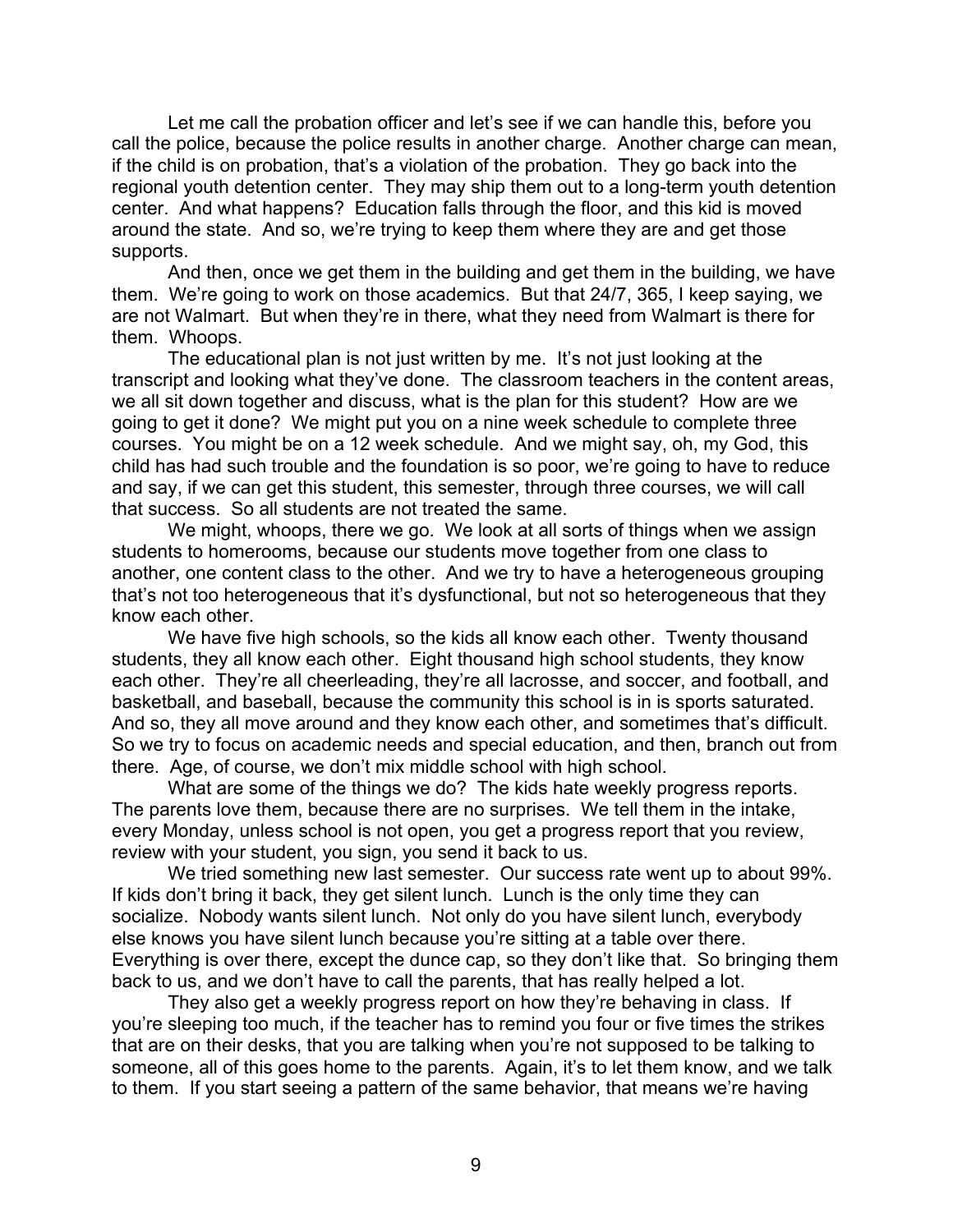Let me call the probation officer and let's see if we can handle this, before you call the police, because the police results in another charge. Another charge can mean, if the child is on probation, that's a violation of the probation. They go back into the regional youth detention center. They may ship them out to a long-term youth detention center. And what happens? Education falls through the floor, and this kid is moved around the state. And so, we're trying to keep them where they are and get those supports.

And then, once we get them in the building and get them in the building, we have them. We're going to work on those academics. But that 24/7, 365, I keep saying, we are not Walmart. But when they're in there, what they need from Walmart is there for them. Whoops.

The educational plan is not just written by me. It's not just looking at the transcript and looking what they've done. The classroom teachers in the content areas, we all sit down together and discuss, what is the plan for this student? How are we going to get it done? We might put you on a nine week schedule to complete three courses. You might be on a 12 week schedule. And we might say, oh, my God, this child has had such trouble and the foundation is so poor, we're going to have to reduce and say, if we can get this student, this semester, through three courses, we will call that success. So all students are not treated the same.

We might, whoops, there we go. We look at all sorts of things when we assign students to homerooms, because our students move together from one class to another, one content class to the other. And we try to have a heterogeneous grouping that's not too heterogeneous that it's dysfunctional, but not so heterogeneous that they know each other.

We have five high schools, so the kids all know each other. Twenty thousand students, they all know each other. Eight thousand high school students, they know each other. They're all cheerleading, they're all lacrosse, and soccer, and football, and basketball, and baseball, because the community this school is in is sports saturated. And so, they all move around and they know each other, and sometimes that's difficult. So we try to focus on academic needs and special education, and then, branch out from there. Age, of course, we don't mix middle school with high school.

What are some of the things we do? The kids hate weekly progress reports. The parents love them, because there are no surprises. We tell them in the intake, every Monday, unless school is not open, you get a progress report that you review, review with your student, you sign, you send it back to us.

We tried something new last semester. Our success rate went up to about 99%. If kids don't bring it back, they get silent lunch. Lunch is the only time they can socialize. Nobody wants silent lunch. Not only do you have silent lunch, everybody else knows you have silent lunch because you're sitting at a table over there. Everything is over there, except the dunce cap, so they don't like that. So bringing them back to us, and we don't have to call the parents, that has really helped a lot.

They also get a weekly progress report on how they're behaving in class. If you're sleeping too much, if the teacher has to remind you four or five times the strikes that are on their desks, that you are talking when you're not supposed to be talking to someone, all of this goes home to the parents. Again, it's to let them know, and we talk to them. If you start seeing a pattern of the same behavior, that means we're having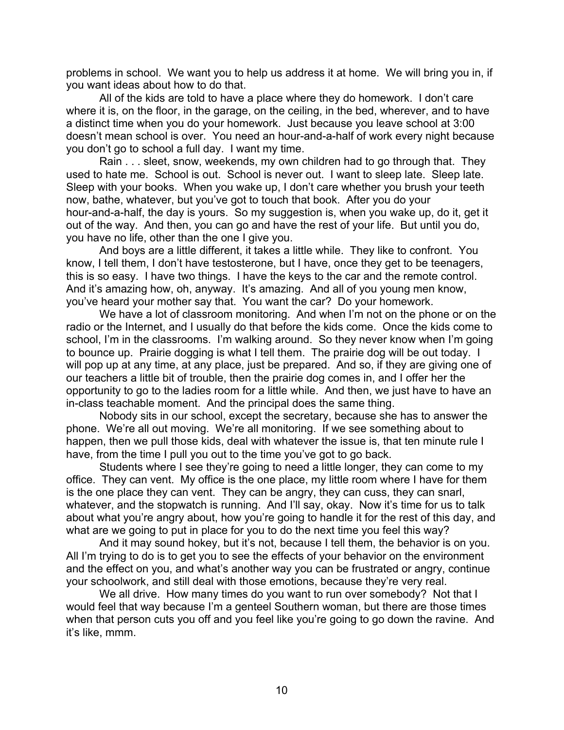problems in school. We want you to help us address it at home. We will bring you in, if you want ideas about how to do that.

All of the kids are told to have a place where they do homework. I don't care where it is, on the floor, in the garage, on the ceiling, in the bed, wherever, and to have a distinct time when you do your homework. Just because you leave school at 3:00 doesn't mean school is over. You need an hour-and-a-half of work every night because you don't go to school a full day. I want my time.

Rain . . . sleet, snow, weekends, my own children had to go through that. They used to hate me. School is out. School is never out. I want to sleep late. Sleep late. Sleep with your books. When you wake up, I don't care whether you brush your teeth now, bathe, whatever, but you've got to touch that book. After you do your hour-and-a-half, the day is yours. So my suggestion is, when you wake up, do it, get it out of the way. And then, you can go and have the rest of your life. But until you do, you have no life, other than the one I give you.

And boys are a little different, it takes a little while. They like to confront. You know, I tell them, I don't have testosterone, but I have, once they get to be teenagers, this is so easy. I have two things. I have the keys to the car and the remote control. And it's amazing how, oh, anyway. It's amazing. And all of you young men know, you've heard your mother say that. You want the car? Do your homework.

We have a lot of classroom monitoring. And when I'm not on the phone or on the radio or the Internet, and I usually do that before the kids come. Once the kids come to school, I'm in the classrooms. I'm walking around. So they never know when I'm going to bounce up. Prairie dogging is what I tell them. The prairie dog will be out today. I will pop up at any time, at any place, just be prepared. And so, if they are giving one of our teachers a little bit of trouble, then the prairie dog comes in, and I offer her the opportunity to go to the ladies room for a little while. And then, we just have to have an in-class teachable moment. And the principal does the same thing.

Nobody sits in our school, except the secretary, because she has to answer the phone. We're all out moving. We're all monitoring. If we see something about to happen, then we pull those kids, deal with whatever the issue is, that ten minute rule I have, from the time I pull you out to the time you've got to go back.

Students where I see they're going to need a little longer, they can come to my office. They can vent. My office is the one place, my little room where I have for them is the one place they can vent. They can be angry, they can cuss, they can snarl, whatever, and the stopwatch is running. And I'll say, okay. Now it's time for us to talk about what you're angry about, how you're going to handle it for the rest of this day, and what are we going to put in place for you to do the next time you feel this way?

And it may sound hokey, but it's not, because I tell them, the behavior is on you. All I'm trying to do is to get you to see the effects of your behavior on the environment and the effect on you, and what's another way you can be frustrated or angry, continue your schoolwork, and still deal with those emotions, because they're very real.

We all drive. How many times do you want to run over somebody? Not that I would feel that way because I'm a genteel Southern woman, but there are those times when that person cuts you off and you feel like you're going to go down the ravine. And it's like, mmm.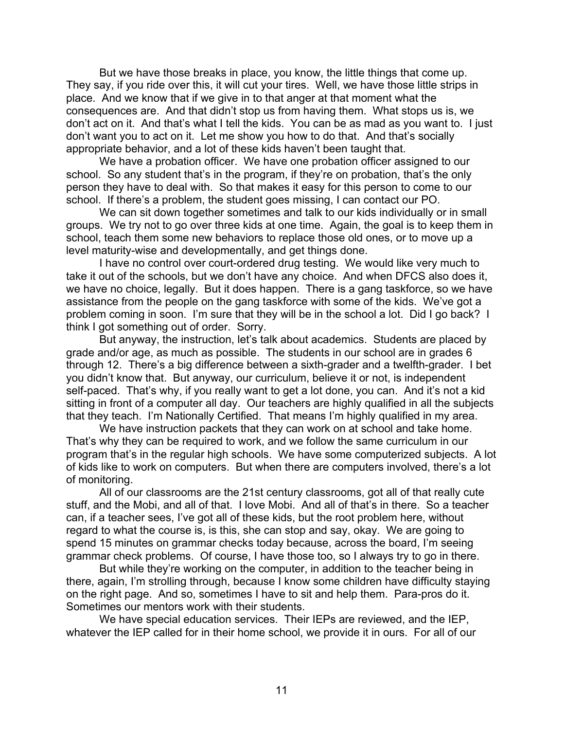But we have those breaks in place, you know, the little things that come up. They say, if you ride over this, it will cut your tires. Well, we have those little strips in place. And we know that if we give in to that anger at that moment what the consequences are. And that didn't stop us from having them. What stops us is, we don't act on it. And that's what I tell the kids. You can be as mad as you want to. I just don't want you to act on it. Let me show you how to do that. And that's socially appropriate behavior, and a lot of these kids haven't been taught that.

We have a probation officer. We have one probation officer assigned to our school. So any student that's in the program, if they're on probation, that's the only person they have to deal with. So that makes it easy for this person to come to our school. If there's a problem, the student goes missing, I can contact our PO.

We can sit down together sometimes and talk to our kids individually or in small groups. We try not to go over three kids at one time. Again, the goal is to keep them in school, teach them some new behaviors to replace those old ones, or to move up a level maturity-wise and developmentally, and get things done.

I have no control over court-ordered drug testing. We would like very much to take it out of the schools, but we don't have any choice. And when DFCS also does it, we have no choice, legally. But it does happen. There is a gang taskforce, so we have assistance from the people on the gang taskforce with some of the kids. We've got a problem coming in soon. I'm sure that they will be in the school a lot. Did I go back? I think I got something out of order. Sorry.

But anyway, the instruction, let's talk about academics. Students are placed by grade and/or age, as much as possible. The students in our school are in grades 6 through 12. There's a big difference between a sixth-grader and a twelfth-grader. I bet you didn't know that. But anyway, our curriculum, believe it or not, is independent self-paced. That's why, if you really want to get a lot done, you can. And it's not a kid sitting in front of a computer all day. Our teachers are highly qualified in all the subjects that they teach. I'm Nationally Certified. That means I'm highly qualified in my area.

We have instruction packets that they can work on at school and take home. That's why they can be required to work, and we follow the same curriculum in our program that's in the regular high schools. We have some computerized subjects. A lot of kids like to work on computers. But when there are computers involved, there's a lot of monitoring.

All of our classrooms are the 21st century classrooms, got all of that really cute stuff, and the Mobi, and all of that. I love Mobi. And all of that's in there. So a teacher can, if a teacher sees, I've got all of these kids, but the root problem here, without regard to what the course is, is this, she can stop and say, okay. We are going to spend 15 minutes on grammar checks today because, across the board, I'm seeing grammar check problems. Of course, I have those too, so I always try to go in there.

But while they're working on the computer, in addition to the teacher being in there, again, I'm strolling through, because I know some children have difficulty staying on the right page. And so, sometimes I have to sit and help them. Para-pros do it. Sometimes our mentors work with their students.

We have special education services. Their IEPs are reviewed, and the IEP, whatever the IEP called for in their home school, we provide it in ours. For all of our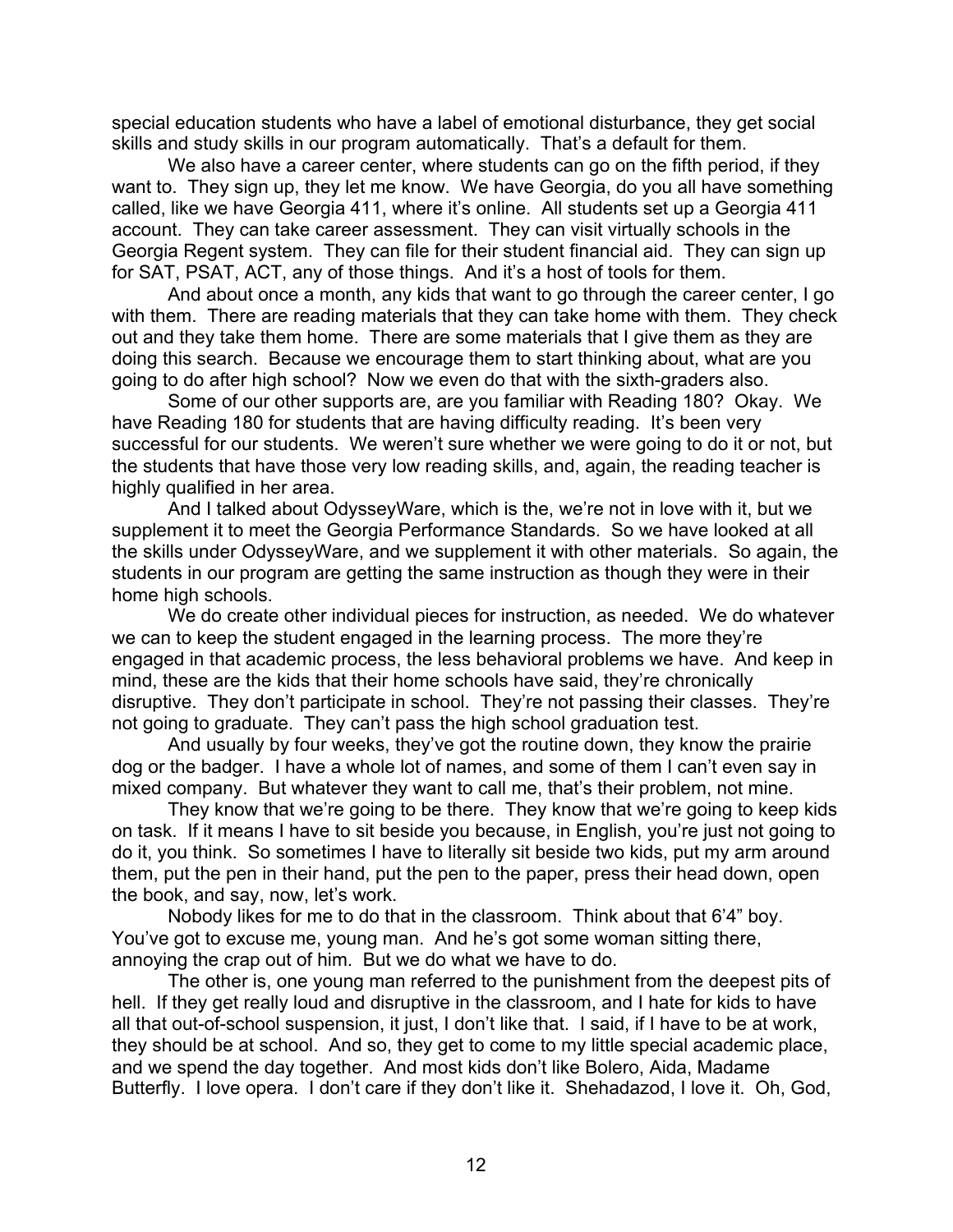special education students who have a label of emotional disturbance, they get social skills and study skills in our program automatically. That's a default for them.

We also have a career center, where students can go on the fifth period, if they want to. They sign up, they let me know. We have Georgia, do you all have something called, like we have Georgia 411, where it's online. All students set up a Georgia 411 account. They can take career assessment. They can visit virtually schools in the Georgia Regent system. They can file for their student financial aid. They can sign up for SAT, PSAT, ACT, any of those things. And it's a host of tools for them.

And about once a month, any kids that want to go through the career center, I go with them. There are reading materials that they can take home with them. They check out and they take them home. There are some materials that I give them as they are doing this search. Because we encourage them to start thinking about, what are you going to do after high school? Now we even do that with the sixth-graders also.

Some of our other supports are, are you familiar with Reading 180? Okay. We have Reading 180 for students that are having difficulty reading. It's been very successful for our students. We weren't sure whether we were going to do it or not, but the students that have those very low reading skills, and, again, the reading teacher is highly qualified in her area.

And I talked about OdysseyWare, which is the, we're not in love with it, but we supplement it to meet the Georgia Performance Standards. So we have looked at all the skills under OdysseyWare, and we supplement it with other materials. So again, the students in our program are getting the same instruction as though they were in their home high schools.

We do create other individual pieces for instruction, as needed. We do whatever we can to keep the student engaged in the learning process. The more they're engaged in that academic process, the less behavioral problems we have. And keep in mind, these are the kids that their home schools have said, they're chronically disruptive. They don't participate in school. They're not passing their classes. They're not going to graduate. They can't pass the high school graduation test.

And usually by four weeks, they've got the routine down, they know the prairie dog or the badger. I have a whole lot of names, and some of them I can't even say in mixed company. But whatever they want to call me, that's their problem, not mine.

They know that we're going to be there. They know that we're going to keep kids on task. If it means I have to sit beside you because, in English, you're just not going to do it, you think. So sometimes I have to literally sit beside two kids, put my arm around them, put the pen in their hand, put the pen to the paper, press their head down, open the book, and say, now, let's work.

Nobody likes for me to do that in the classroom. Think about that 6'4" boy. You've got to excuse me, young man. And he's got some woman sitting there, annoying the crap out of him. But we do what we have to do.

The other is, one young man referred to the punishment from the deepest pits of hell. If they get really loud and disruptive in the classroom, and I hate for kids to have all that out-of-school suspension, it just, I don't like that. I said, if I have to be at work, they should be at school. And so, they get to come to my little special academic place, and we spend the day together. And most kids don't like Bolero, Aida, Madame Butterfly. I love opera. I don't care if they don't like it. Shehadazod, I love it. Oh, God,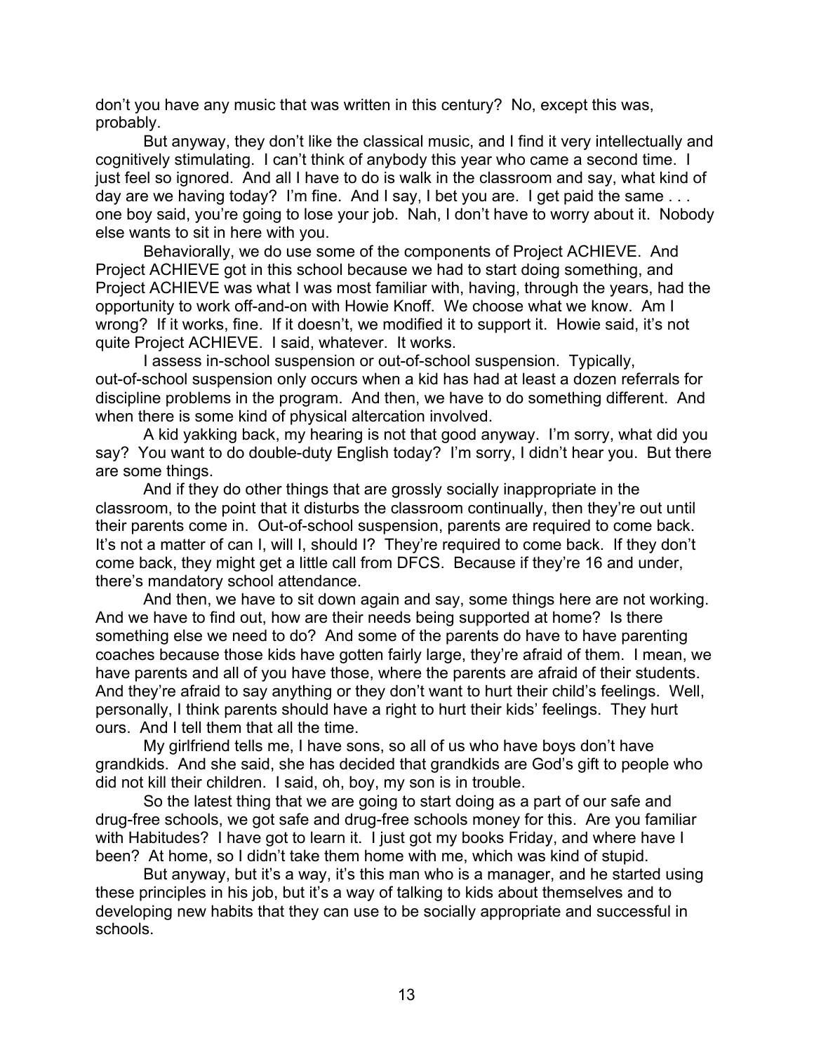don't you have any music that was written in this century? No, except this was, probably.

But anyway, they don't like the classical music, and I find it very intellectually and cognitively stimulating. I can't think of anybody this year who came a second time. I just feel so ignored. And all I have to do is walk in the classroom and say, what kind of day are we having today? I'm fine. And I say, I bet you are. I get paid the same . . . one boy said, you're going to lose your job. Nah, I don't have to worry about it. Nobody else wants to sit in here with you.

Behaviorally, we do use some of the components of Project ACHIEVE. And Project ACHIEVE got in this school because we had to start doing something, and Project ACHIEVE was what I was most familiar with, having, through the years, had the opportunity to work off-and-on with Howie Knoff. We choose what we know. Am I wrong? If it works, fine. If it doesn't, we modified it to support it. Howie said, it's not quite Project ACHIEVE. I said, whatever. It works.

I assess in-school suspension or out-of-school suspension. Typically, out-of-school suspension only occurs when a kid has had at least a dozen referrals for discipline problems in the program. And then, we have to do something different. And when there is some kind of physical altercation involved.

A kid yakking back, my hearing is not that good anyway. I'm sorry, what did you say? You want to do double-duty English today? I'm sorry, I didn't hear you. But there are some things.

And if they do other things that are grossly socially inappropriate in the classroom, to the point that it disturbs the classroom continually, then they're out until their parents come in. Out-of-school suspension, parents are required to come back. It's not a matter of can I, will I, should I? They're required to come back. If they don't come back, they might get a little call from DFCS. Because if they're 16 and under, there's mandatory school attendance.

And then, we have to sit down again and say, some things here are not working. And we have to find out, how are their needs being supported at home? Is there something else we need to do? And some of the parents do have to have parenting coaches because those kids have gotten fairly large, they're afraid of them. I mean, we have parents and all of you have those, where the parents are afraid of their students. And they're afraid to say anything or they don't want to hurt their child's feelings. Well, personally, I think parents should have a right to hurt their kids' feelings. They hurt ours. And I tell them that all the time.

My girlfriend tells me, I have sons, so all of us who have boys don't have grandkids. And she said, she has decided that grandkids are God's gift to people who did not kill their children. I said, oh, boy, my son is in trouble.

So the latest thing that we are going to start doing as a part of our safe and drug-free schools, we got safe and drug-free schools money for this. Are you familiar with Habitudes? I have got to learn it. I just got my books Friday, and where have I been? At home, so I didn't take them home with me, which was kind of stupid.

But anyway, but it's a way, it's this man who is a manager, and he started using these principles in his job, but it's a way of talking to kids about themselves and to developing new habits that they can use to be socially appropriate and successful in schools.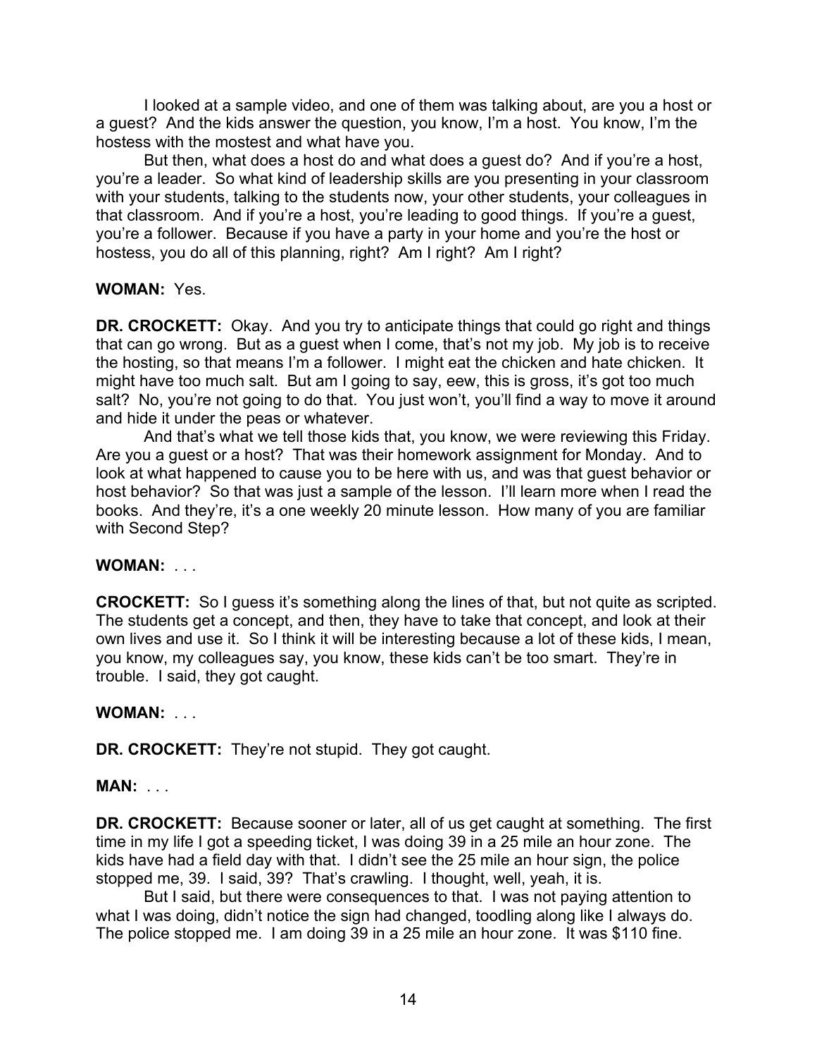I looked at a sample video, and one of them was talking about, are you a host or a guest? And the kids answer the question, you know, I'm a host. You know, I'm the hostess with the mostest and what have you.

But then, what does a host do and what does a guest do? And if you're a host, you're a leader. So what kind of leadership skills are you presenting in your classroom with your students, talking to the students now, your other students, your colleagues in that classroom. And if you're a host, you're leading to good things. If you're a guest, you're a follower. Because if you have a party in your home and you're the host or hostess, you do all of this planning, right? Am I right? Am I right?

**WOMAN:** Yes.

**DR. CROCKETT:** Okay. And you try to anticipate things that could go right and things that can go wrong. But as a guest when I come, that's not my job. My job is to receive the hosting, so that means I'm a follower. I might eat the chicken and hate chicken. It might have too much salt. But am I going to say, eew, this is gross, it's got too much salt? No, you're not going to do that. You just won't, you'll find a way to move it around and hide it under the peas or whatever.

And that's what we tell those kids that, you know, we were reviewing this Friday. Are you a guest or a host? That was their homework assignment for Monday. And to look at what happened to cause you to be here with us, and was that guest behavior or host behavior? So that was just a sample of the lesson. I'll learn more when I read the books. And they're, it's a one weekly 20 minute lesson. How many of you are familiar with Second Step?

**WOMAN:** . . .

**CROCKETT:** So I guess it's something along the lines of that, but not quite as scripted. The students get a concept, and then, they have to take that concept, and look at their own lives and use it. So I think it will be interesting because a lot of these kids, I mean, you know, my colleagues say, you know, these kids can't be too smart. They're in trouble. I said, they got caught.

**WOMAN:** . . .

**DR. CROCKETT:** They're not stupid. They got caught.

**MAN:** . . .

**DR. CROCKETT:** Because sooner or later, all of us get caught at something. The first time in my life I got a speeding ticket, I was doing 39 in a 25 mile an hour zone. The kids have had a field day with that. I didn't see the 25 mile an hour sign, the police stopped me, 39. I said, 39? That's crawling. I thought, well, yeah, it is.

But I said, but there were consequences to that. I was not paying attention to what I was doing, didn't notice the sign had changed, toodling along like I always do. The police stopped me. I am doing 39 in a 25 mile an hour zone. It was $110 fine.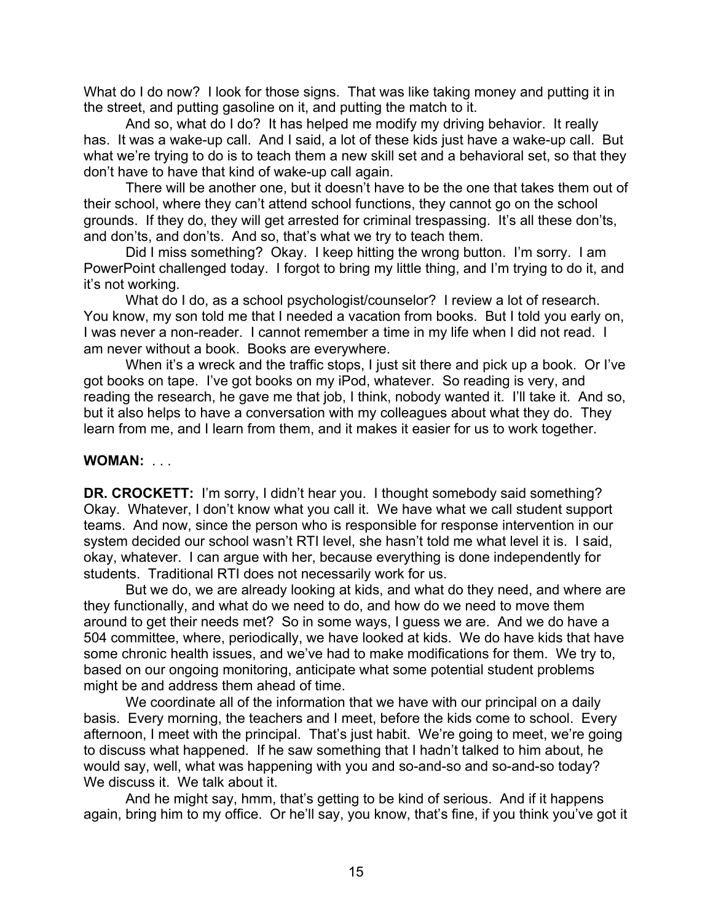What do I do now? I look for those signs. That was like taking money and putting it in the street, and putting gasoline on it, and putting the match to it.

And so, what do I do? It has helped me modify my driving behavior. It really has. It was a wake-up call. And I said, a lot of these kids just have a wake-up call. But what we're trying to do is to teach them a new skill set and a behavioral set, so that they don't have to have that kind of wake-up call again.

There will be another one, but it doesn't have to be the one that takes them out of their school, where they can't attend school functions, they cannot go on the school grounds. If they do, they will get arrested for criminal trespassing. It's all these don'ts, and don'ts, and don'ts. And so, that's what we try to teach them.

Did I miss something? Okay. I keep hitting the wrong button. I'm sorry. I am PowerPoint challenged today. I forgot to bring my little thing, and I'm trying to do it, and it's not working.

What do I do, as a school psychologist/counselor? I review a lot of research. You know, my son told me that I needed a vacation from books. But I told you early on, I was never a non-reader. I cannot remember a time in my life when I did not read. I am never without a book. Books are everywhere.

When it's a wreck and the traffic stops, I just sit there and pick up a book. Or I've got books on tape. I've got books on my iPod, whatever. So reading is very, and reading the research, he gave me that job, I think, nobody wanted it. I'll take it. And so, but it also helps to have a conversation with my colleagues about what they do. They learn from me, and I learn from them, and it makes it easier for us to work together.

**WOMAN:** . . .

**DR. CROCKETT:** I'm sorry, I didn't hear you. I thought somebody said something? Okay. Whatever, I don't know what you call it. We have what we call student support teams. And now, since the person who is responsible for response intervention in our system decided our school wasn't RTI level, she hasn't told me what level it is. I said, okay, whatever. I can argue with her, because everything is done independently for students. Traditional RTI does not necessarily work for us.

But we do, we are already looking at kids, and what do they need, and where are they functionally, and what do we need to do, and how do we need to move them around to get their needs met? So in some ways, I guess we are. And we do have a 504 committee, where, periodically, we have looked at kids. We do have kids that have some chronic health issues, and we've had to make modifications for them. We try to, based on our ongoing monitoring, anticipate what some potential student problems might be and address them ahead of time.

We coordinate all of the information that we have with our principal on a daily basis. Every morning, the teachers and I meet, before the kids come to school. Every afternoon, I meet with the principal. That's just habit. We're going to meet, we're going to discuss what happened. If he saw something that I hadn't talked to him about, he would say, well, what was happening with you and so-and-so and so-and-so today? We discuss it. We talk about it.

And he might say, hmm, that's getting to be kind of serious. And if it happens again, bring him to my office. Or he'll say, you know, that's fine, if you think you've got it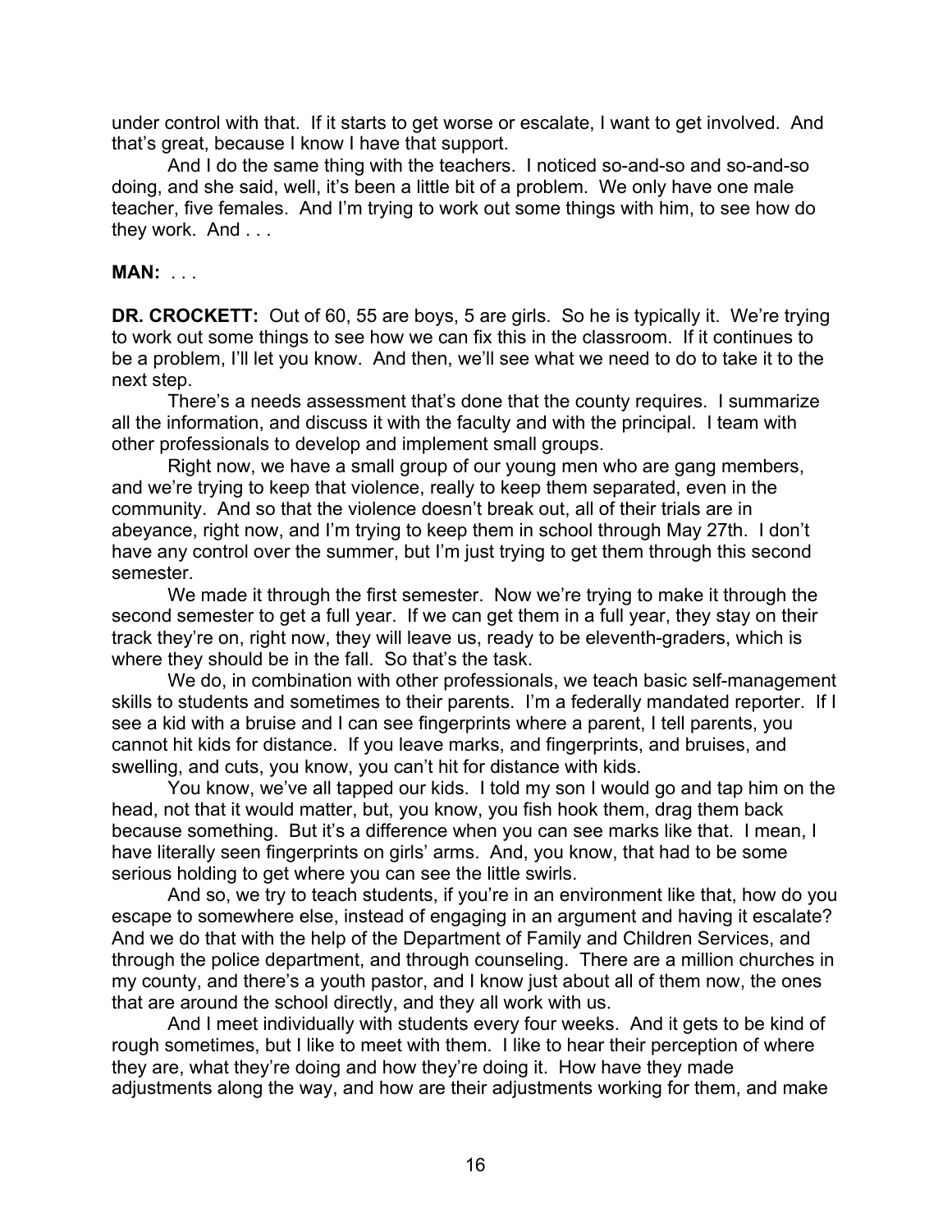under control with that. If it starts to get worse or escalate, I want to get involved. And that's great, because I know I have that support.

And I do the same thing with the teachers. I noticed so-and-so and so-and-so doing, and she said, well, it's been a little bit of a problem. We only have one male teacher, five females. And I'm trying to work out some things with him, to see how do they work. And . . .

**MAN:** . . .

**DR. CROCKETT:** Out of 60, 55 are boys, 5 are girls. So he is typically it. We're trying to work out some things to see how we can fix this in the classroom. If it continues to be a problem, I'll let you know. And then, we'll see what we need to do to take it to the next step.

There's a needs assessment that's done that the county requires. I summarize all the information, and discuss it with the faculty and with the principal. I team with other professionals to develop and implement small groups.

Right now, we have a small group of our young men who are gang members, and we're trying to keep that violence, really to keep them separated, even in the community. And so that the violence doesn't break out, all of their trials are in abeyance, right now, and I'm trying to keep them in school through May 27th. I don't have any control over the summer, but I'm just trying to get them through this second semester.

We made it through the first semester. Now we're trying to make it through the second semester to get a full year. If we can get them in a full year, they stay on their track they're on, right now, they will leave us, ready to be eleventh-graders, which is where they should be in the fall. So that's the task.

We do, in combination with other professionals, we teach basic self-management skills to students and sometimes to their parents. I'm a federally mandated reporter. If I see a kid with a bruise and I can see fingerprints where a parent, I tell parents, you cannot hit kids for distance. If you leave marks, and fingerprints, and bruises, and swelling, and cuts, you know, you can't hit for distance with kids.

You know, we've all tapped our kids. I told my son I would go and tap him on the head, not that it would matter, but, you know, you fish hook them, drag them back because something. But it's a difference when you can see marks like that. I mean, I have literally seen fingerprints on girls' arms. And, you know, that had to be some serious holding to get where you can see the little swirls.

And so, we try to teach students, if you're in an environment like that, how do you escape to somewhere else, instead of engaging in an argument and having it escalate? And we do that with the help of the Department of Family and Children Services, and through the police department, and through counseling. There are a million churches in my county, and there's a youth pastor, and I know just about all of them now, the ones that are around the school directly, and they all work with us.

And I meet individually with students every four weeks. And it gets to be kind of rough sometimes, but I like to meet with them. I like to hear their perception of where they are, what they're doing and how they're doing it. How have they made adjustments along the way, and how are their adjustments working for them, and make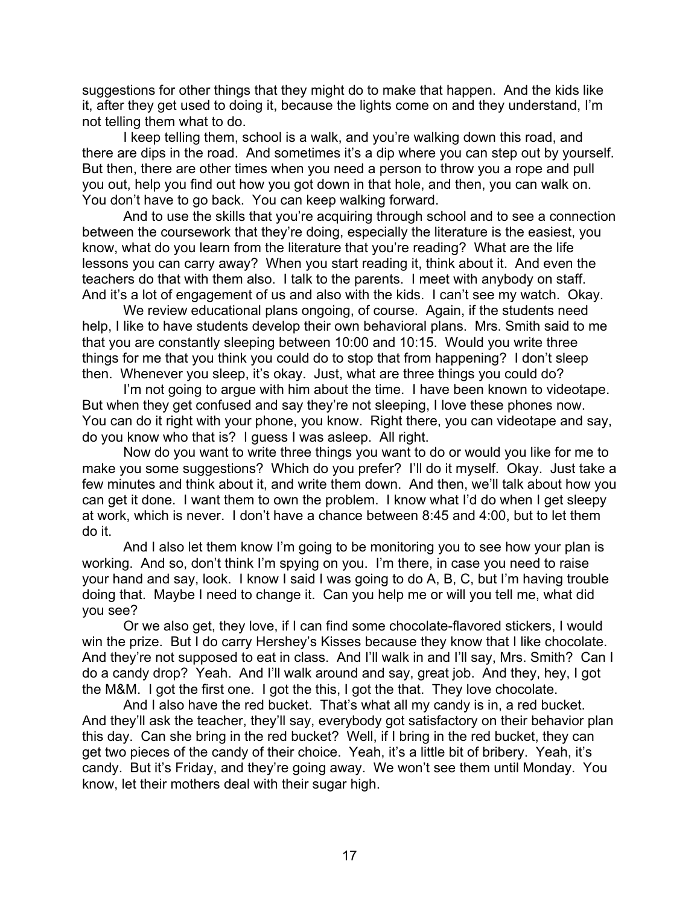suggestions for other things that they might do to make that happen. And the kids like it, after they get used to doing it, because the lights come on and they understand, I'm not telling them what to do.

I keep telling them, school is a walk, and you're walking down this road, and there are dips in the road. And sometimes it's a dip where you can step out by yourself. But then, there are other times when you need a person to throw you a rope and pull you out, help you find out how you got down in that hole, and then, you can walk on. You don't have to go back. You can keep walking forward.

And to use the skills that you're acquiring through school and to see a connection between the coursework that they're doing, especially the literature is the easiest, you know, what do you learn from the literature that you're reading? What are the life lessons you can carry away? When you start reading it, think about it. And even the teachers do that with them also. I talk to the parents. I meet with anybody on staff. And it's a lot of engagement of us and also with the kids. I can't see my watch. Okay.

We review educational plans ongoing, of course. Again, if the students need help, I like to have students develop their own behavioral plans. Mrs. Smith said to me that you are constantly sleeping between 10:00 and 10:15. Would you write three things for me that you think you could do to stop that from happening? I don't sleep then. Whenever you sleep, it's okay. Just, what are three things you could do?

I'm not going to argue with him about the time. I have been known to videotape. But when they get confused and say they're not sleeping, I love these phones now. You can do it right with your phone, you know. Right there, you can videotape and say, do you know who that is? I guess I was asleep. All right.

Now do you want to write three things you want to do or would you like for me to make you some suggestions? Which do you prefer? I'll do it myself. Okay. Just take a few minutes and think about it, and write them down. And then, we'll talk about how you can get it done. I want them to own the problem. I know what I'd do when I get sleepy at work, which is never. I don't have a chance between 8:45 and 4:00, but to let them do it.

And I also let them know I'm going to be monitoring you to see how your plan is working. And so, don't think I'm spying on you. I'm there, in case you need to raise your hand and say, look. I know I said I was going to do A, B, C, but I'm having trouble doing that. Maybe I need to change it. Can you help me or will you tell me, what did you see?

Or we also get, they love, if I can find some chocolate-flavored stickers, I would win the prize. But I do carry Hershey's Kisses because they know that I like chocolate. And they're not supposed to eat in class. And I'll walk in and I'll say, Mrs. Smith? Can I do a candy drop? Yeah. And I'll walk around and say, great job. And they, hey, I got the M&M. I got the first one. I got the this, I got the that. They love chocolate.

And I also have the red bucket. That's what all my candy is in, a red bucket. And they'll ask the teacher, they'll say, everybody got satisfactory on their behavior plan this day. Can she bring in the red bucket? Well, if I bring in the red bucket, they can get two pieces of the candy of their choice. Yeah, it's a little bit of bribery. Yeah, it's candy. But it's Friday, and they're going away. We won't see them until Monday. You know, let their mothers deal with their sugar high.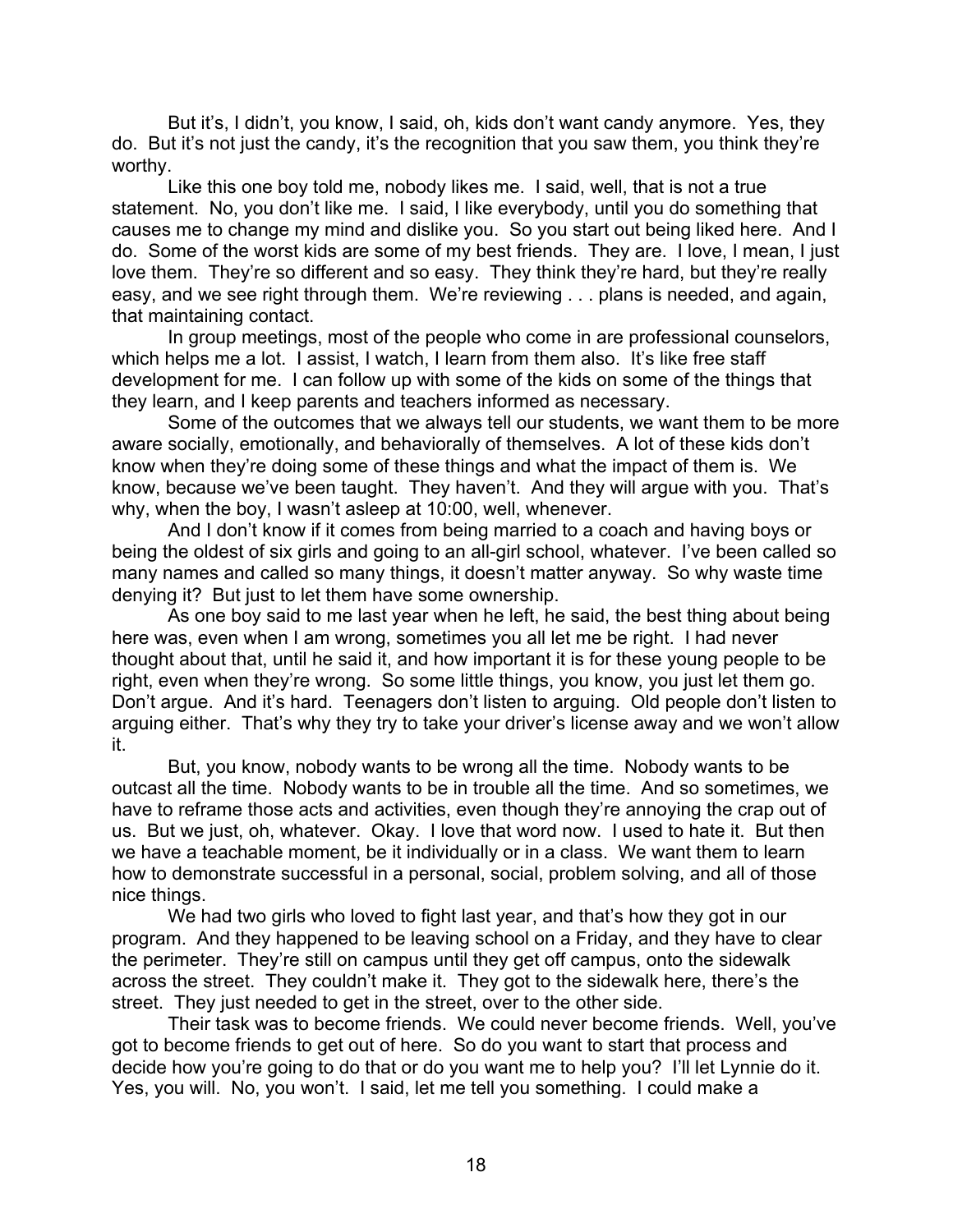But it's, I didn't, you know, I said, oh, kids don't want candy anymore. Yes, they do. But it's not just the candy, it's the recognition that you saw them, you think they're worthy.

Like this one boy told me, nobody likes me. I said, well, that is not a true statement. No, you don't like me. I said, I like everybody, until you do something that causes me to change my mind and dislike you. So you start out being liked here. And I do. Some of the worst kids are some of my best friends. They are. I love, I mean, I just love them. They're so different and so easy. They think they're hard, but they're really easy, and we see right through them. We're reviewing . . . plans is needed, and again, that maintaining contact.

In group meetings, most of the people who come in are professional counselors, which helps me a lot. I assist, I watch, I learn from them also. It's like free staff development for me. I can follow up with some of the kids on some of the things that they learn, and I keep parents and teachers informed as necessary.

Some of the outcomes that we always tell our students, we want them to be more aware socially, emotionally, and behaviorally of themselves. A lot of these kids don't know when they're doing some of these things and what the impact of them is. We know, because we've been taught. They haven't. And they will argue with you. That's why, when the boy, I wasn't asleep at 10:00, well, whenever.

And I don't know if it comes from being married to a coach and having boys or being the oldest of six girls and going to an all-girl school, whatever. I've been called so many names and called so many things, it doesn't matter anyway. So why waste time denying it? But just to let them have some ownership.

As one boy said to me last year when he left, he said, the best thing about being here was, even when I am wrong, sometimes you all let me be right. I had never thought about that, until he said it, and how important it is for these young people to be right, even when they're wrong. So some little things, you know, you just let them go. Don't argue. And it's hard. Teenagers don't listen to arguing. Old people don't listen to arguing either. That's why they try to take your driver's license away and we won't allow it.

But, you know, nobody wants to be wrong all the time. Nobody wants to be outcast all the time. Nobody wants to be in trouble all the time. And so sometimes, we have to reframe those acts and activities, even though they're annoying the crap out of us. But we just, oh, whatever. Okay. I love that word now. I used to hate it. But then we have a teachable moment, be it individually or in a class. We want them to learn how to demonstrate successful in a personal, social, problem solving, and all of those nice things.

We had two girls who loved to fight last year, and that's how they got in our program. And they happened to be leaving school on a Friday, and they have to clear the perimeter. They're still on campus until they get off campus, onto the sidewalk across the street. They couldn't make it. They got to the sidewalk here, there's the street. They just needed to get in the street, over to the other side.

Their task was to become friends. We could never become friends. Well, you've got to become friends to get out of here. So do you want to start that process and decide how you're going to do that or do you want me to help you? I'll let Lynnie do it. Yes, you will. No, you won't. I said, let me tell you something. I could make a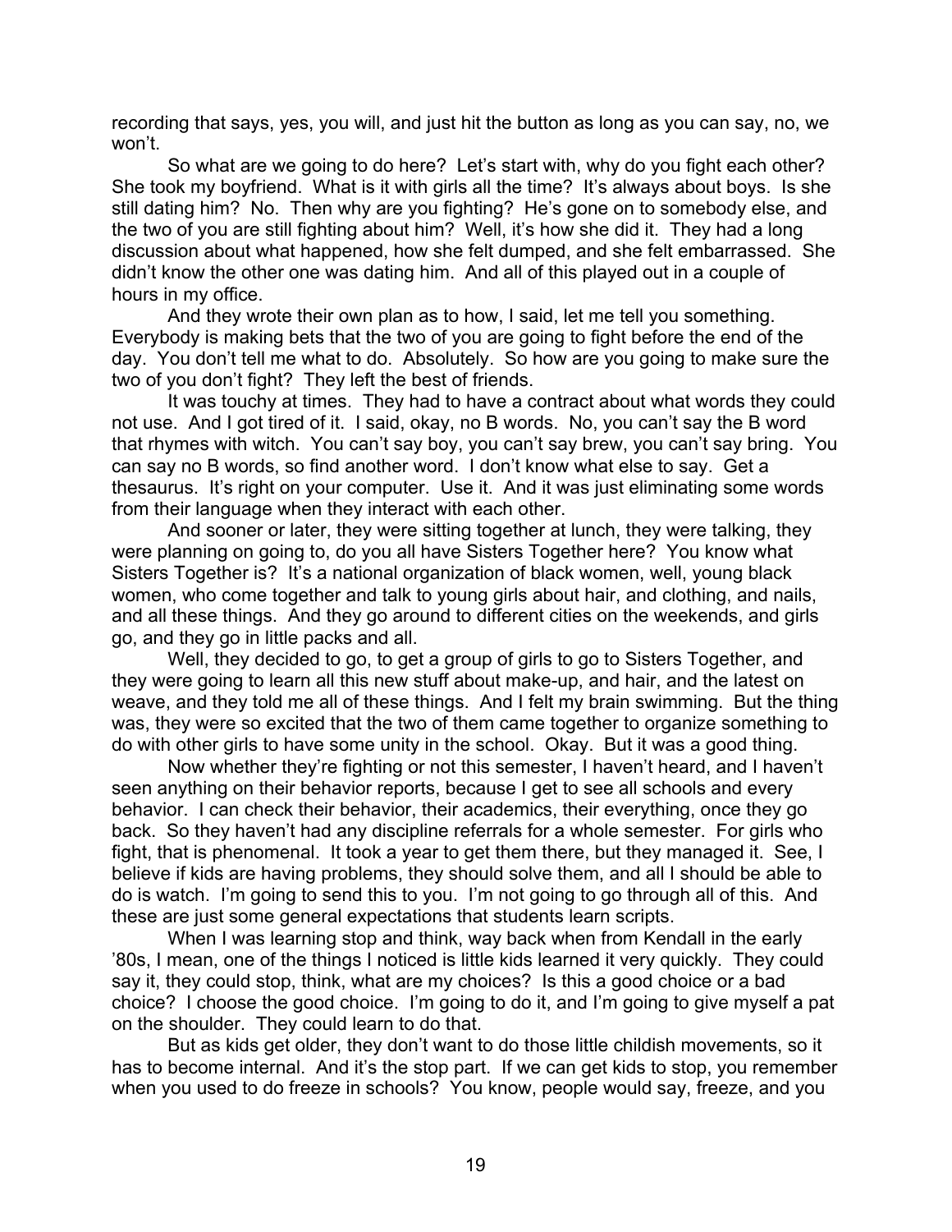recording that says, yes, you will, and just hit the button as long as you can say, no, we won't.

So what are we going to do here? Let's start with, why do you fight each other? She took my boyfriend. What is it with girls all the time? It's always about boys. Is she still dating him? No. Then why are you fighting? He's gone on to somebody else, and the two of you are still fighting about him? Well, it's how she did it. They had a long discussion about what happened, how she felt dumped, and she felt embarrassed. She didn't know the other one was dating him. And all of this played out in a couple of hours in my office.

And they wrote their own plan as to how, I said, let me tell you something. Everybody is making bets that the two of you are going to fight before the end of the day. You don't tell me what to do. Absolutely. So how are you going to make sure the two of you don't fight? They left the best of friends.

It was touchy at times. They had to have a contract about what words they could not use. And I got tired of it. I said, okay, no B words. No, you can't say the B word that rhymes with witch. You can't say boy, you can't say brew, you can't say bring. You can say no B words, so find another word. I don't know what else to say. Get a thesaurus. It's right on your computer. Use it. And it was just eliminating some words from their language when they interact with each other.

And sooner or later, they were sitting together at lunch, they were talking, they were planning on going to, do you all have Sisters Together here? You know what Sisters Together is? It's a national organization of black women, well, young black women, who come together and talk to young girls about hair, and clothing, and nails, and all these things. And they go around to different cities on the weekends, and girls go, and they go in little packs and all.

Well, they decided to go, to get a group of girls to go to Sisters Together, and they were going to learn all this new stuff about make-up, and hair, and the latest on weave, and they told me all of these things. And I felt my brain swimming. But the thing was, they were so excited that the two of them came together to organize something to do with other girls to have some unity in the school. Okay. But it was a good thing.

Now whether they're fighting or not this semester, I haven't heard, and I haven't seen anything on their behavior reports, because I get to see all schools and every behavior. I can check their behavior, their academics, their everything, once they go back. So they haven't had any discipline referrals for a whole semester. For girls who fight, that is phenomenal. It took a year to get them there, but they managed it. See, I believe if kids are having problems, they should solve them, and all I should be able to do is watch. I'm going to send this to you. I'm not going to go through all of this. And these are just some general expectations that students learn scripts.

When I was learning stop and think, way back when from Kendall in the early '80s, I mean, one of the things I noticed is little kids learned it very quickly. They could say it, they could stop, think, what are my choices? Is this a good choice or a bad choice? I choose the good choice. I'm going to do it, and I'm going to give myself a pat on the shoulder. They could learn to do that.

But as kids get older, they don't want to do those little childish movements, so it has to become internal. And it's the stop part. If we can get kids to stop, you remember when you used to do freeze in schools? You know, people would say, freeze, and you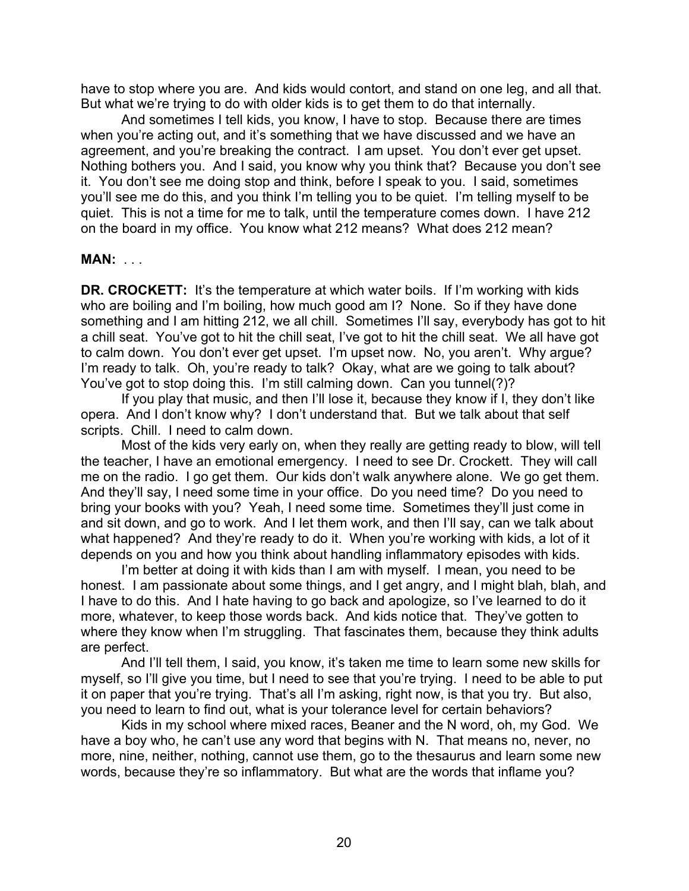have to stop where you are. And kids would contort, and stand on one leg, and all that. But what we're trying to do with older kids is to get them to do that internally.

And sometimes I tell kids, you know, I have to stop. Because there are times when you're acting out, and it's something that we have discussed and we have an agreement, and you're breaking the contract. I am upset. You don't ever get upset. Nothing bothers you. And I said, you know why you think that? Because you don't see it. You don't see me doing stop and think, before I speak to you. I said, sometimes you'll see me do this, and you think I'm telling you to be quiet. I'm telling myself to be quiet. This is not a time for me to talk, until the temperature comes down. I have 212 on the board in my office. You know what 212 means? What does 212 mean?

**MAN:** . . .

**DR. CROCKETT:** It's the temperature at which water boils. If I'm working with kids who are boiling and I'm boiling, how much good am I? None. So if they have done something and I am hitting 212, we all chill. Sometimes I'll say, everybody has got to hit a chill seat. You've got to hit the chill seat, I've got to hit the chill seat. We all have got to calm down. You don't ever get upset. I'm upset now. No, you aren't. Why argue? I'm ready to talk. Oh, you're ready to talk? Okay, what are we going to talk about? You've got to stop doing this. I'm still calming down. Can you tunnel(?)?

If you play that music, and then I'll lose it, because they know if I, they don't like opera. And I don't know why? I don't understand that. But we talk about that self scripts. Chill. I need to calm down.

Most of the kids very early on, when they really are getting ready to blow, will tell the teacher, I have an emotional emergency. I need to see Dr. Crockett. They will call me on the radio. I go get them. Our kids don't walk anywhere alone. We go get them. And they'll say, I need some time in your office. Do you need time? Do you need to bring your books with you? Yeah, I need some time. Sometimes they'll just come in and sit down, and go to work. And I let them work, and then I'll say, can we talk about what happened? And they're ready to do it. When you're working with kids, a lot of it depends on you and how you think about handling inflammatory episodes with kids.

I'm better at doing it with kids than I am with myself. I mean, you need to be honest. I am passionate about some things, and I get angry, and I might blah, blah, and I have to do this. And I hate having to go back and apologize, so I've learned to do it more, whatever, to keep those words back. And kids notice that. They've gotten to where they know when I'm struggling. That fascinates them, because they think adults are perfect.

And I'll tell them, I said, you know, it's taken me time to learn some new skills for myself, so I'll give you time, but I need to see that you're trying. I need to be able to put it on paper that you're trying. That's all I'm asking, right now, is that you try. But also, you need to learn to find out, what is your tolerance level for certain behaviors?

Kids in my school where mixed races, Beaner and the N word, oh, my God. We have a boy who, he can't use any word that begins with N. That means no, never, no more, nine, neither, nothing, cannot use them, go to the thesaurus and learn some new words, because they're so inflammatory. But what are the words that inflame you?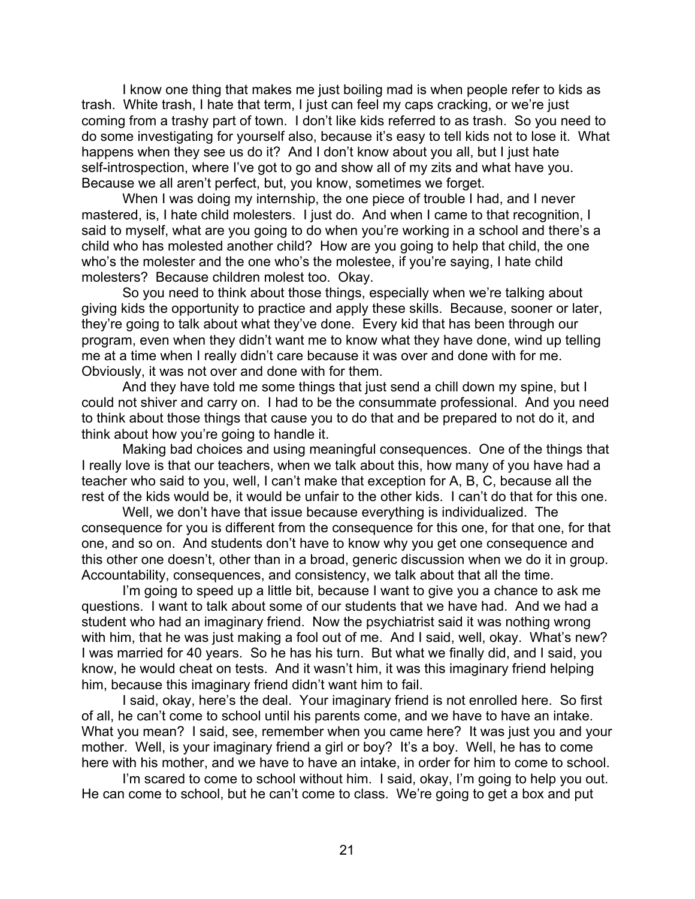I know one thing that makes me just boiling mad is when people refer to kids as trash. White trash, I hate that term, I just can feel my caps cracking, or we're just coming from a trashy part of town. I don't like kids referred to as trash. So you need to do some investigating for yourself also, because it's easy to tell kids not to lose it. What happens when they see us do it? And I don't know about you all, but I just hate self-introspection, where I've got to go and show all of my zits and what have you. Because we all aren't perfect, but, you know, sometimes we forget.

When I was doing my internship, the one piece of trouble I had, and I never mastered, is, I hate child molesters. I just do. And when I came to that recognition, I said to myself, what are you going to do when you're working in a school and there's a child who has molested another child? How are you going to help that child, the one who's the molester and the one who's the molestee, if you're saying, I hate child molesters? Because children molest too. Okay.

So you need to think about those things, especially when we're talking about giving kids the opportunity to practice and apply these skills. Because, sooner or later, they're going to talk about what they've done. Every kid that has been through our program, even when they didn't want me to know what they have done, wind up telling me at a time when I really didn't care because it was over and done with for me. Obviously, it was not over and done with for them.

And they have told me some things that just send a chill down my spine, but I could not shiver and carry on. I had to be the consummate professional. And you need to think about those things that cause you to do that and be prepared to not do it, and think about how you're going to handle it.

Making bad choices and using meaningful consequences. One of the things that I really love is that our teachers, when we talk about this, how many of you have had a teacher who said to you, well, I can't make that exception for A, B, C, because all the rest of the kids would be, it would be unfair to the other kids. I can't do that for this one.

Well, we don't have that issue because everything is individualized. The consequence for you is different from the consequence for this one, for that one, for that one, and so on. And students don't have to know why you get one consequence and this other one doesn't, other than in a broad, generic discussion when we do it in group. Accountability, consequences, and consistency, we talk about that all the time.

I'm going to speed up a little bit, because I want to give you a chance to ask me questions. I want to talk about some of our students that we have had. And we had a student who had an imaginary friend. Now the psychiatrist said it was nothing wrong with him, that he was just making a fool out of me. And I said, well, okay. What's new? I was married for 40 years. So he has his turn. But what we finally did, and I said, you know, he would cheat on tests. And it wasn't him, it was this imaginary friend helping him, because this imaginary friend didn't want him to fail.

I said, okay, here's the deal. Your imaginary friend is not enrolled here. So first of all, he can't come to school until his parents come, and we have to have an intake. What you mean? I said, see, remember when you came here? It was just you and your mother. Well, is your imaginary friend a girl or boy? It's a boy. Well, he has to come here with his mother, and we have to have an intake, in order for him to come to school.

I'm scared to come to school without him. I said, okay, I'm going to help you out. He can come to school, but he can't come to class. We're going to get a box and put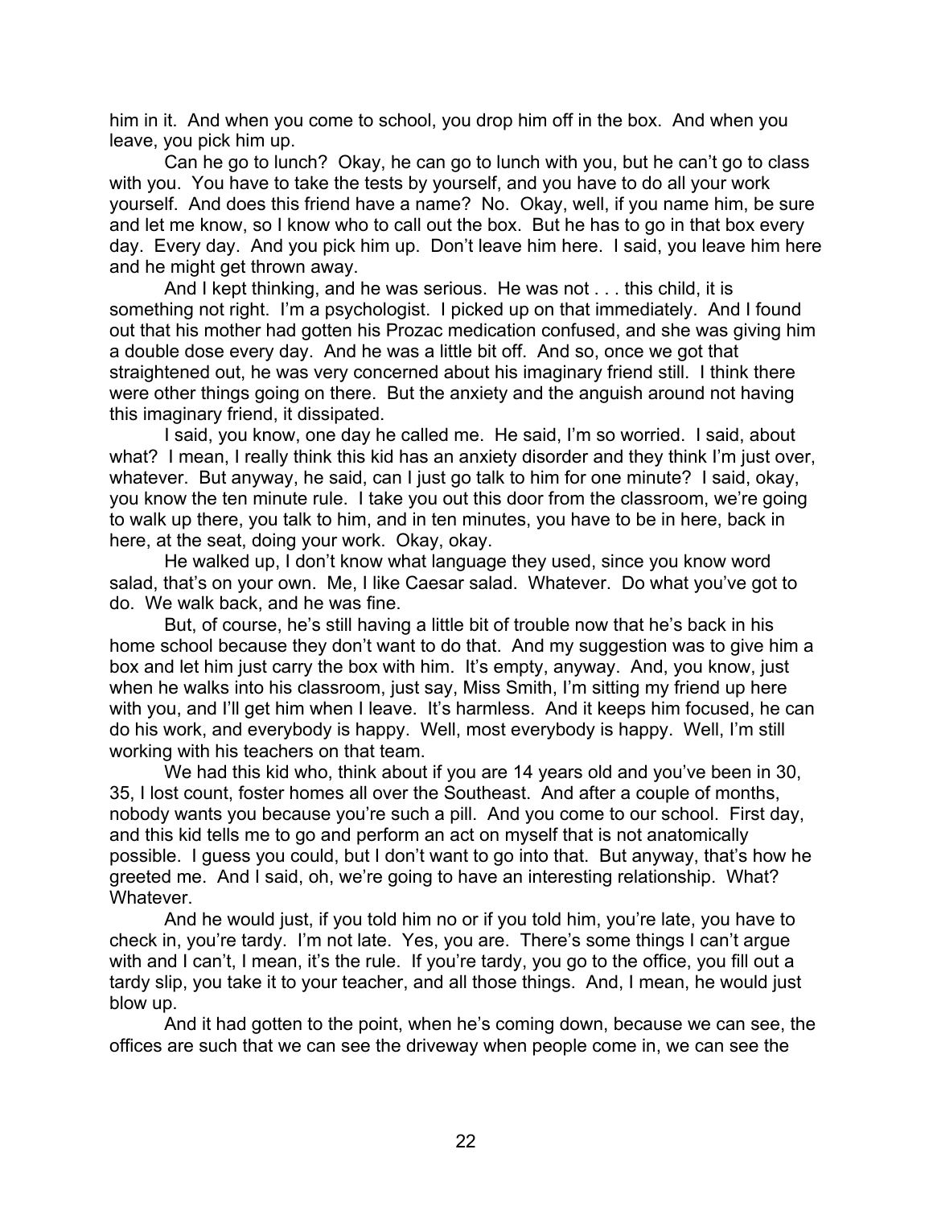him in it. And when you come to school, you drop him off in the box. And when you leave, you pick him up.

Can he go to lunch? Okay, he can go to lunch with you, but he can't go to class with you. You have to take the tests by yourself, and you have to do all your work yourself. And does this friend have a name? No. Okay, well, if you name him, be sure and let me know, so I know who to call out the box. But he has to go in that box every day. Every day. And you pick him up. Don't leave him here. I said, you leave him here and he might get thrown away.

And I kept thinking, and he was serious. He was not . . . this child, it is something not right. I'm a psychologist. I picked up on that immediately. And I found out that his mother had gotten his Prozac medication confused, and she was giving him a double dose every day. And he was a little bit off. And so, once we got that straightened out, he was very concerned about his imaginary friend still. I think there were other things going on there. But the anxiety and the anguish around not having this imaginary friend, it dissipated.

I said, you know, one day he called me. He said, I'm so worried. I said, about what? I mean, I really think this kid has an anxiety disorder and they think I'm just over, whatever. But anyway, he said, can I just go talk to him for one minute? I said, okay, you know the ten minute rule. I take you out this door from the classroom, we're going to walk up there, you talk to him, and in ten minutes, you have to be in here, back in here, at the seat, doing your work. Okay, okay.

He walked up, I don't know what language they used, since you know word salad, that's on your own. Me, I like Caesar salad. Whatever. Do what you've got to do. We walk back, and he was fine.

But, of course, he's still having a little bit of trouble now that he's back in his home school because they don't want to do that. And my suggestion was to give him a box and let him just carry the box with him. It's empty, anyway. And, you know, just when he walks into his classroom, just say, Miss Smith, I'm sitting my friend up here with you, and I'll get him when I leave. It's harmless. And it keeps him focused, he can do his work, and everybody is happy. Well, most everybody is happy. Well, I'm still working with his teachers on that team.

We had this kid who, think about if you are 14 years old and you've been in 30, 35, I lost count, foster homes all over the Southeast. And after a couple of months, nobody wants you because you're such a pill. And you come to our school. First day, and this kid tells me to go and perform an act on myself that is not anatomically possible. I guess you could, but I don't want to go into that. But anyway, that's how he greeted me. And I said, oh, we're going to have an interesting relationship. What? Whatever.

And he would just, if you told him no or if you told him, you're late, you have to check in, you're tardy. I'm not late. Yes, you are. There's some things I can't argue with and I can't, I mean, it's the rule. If you're tardy, you go to the office, you fill out a tardy slip, you take it to your teacher, and all those things. And, I mean, he would just blow up.

And it had gotten to the point, when he's coming down, because we can see, the offices are such that we can see the driveway when people come in, we can see the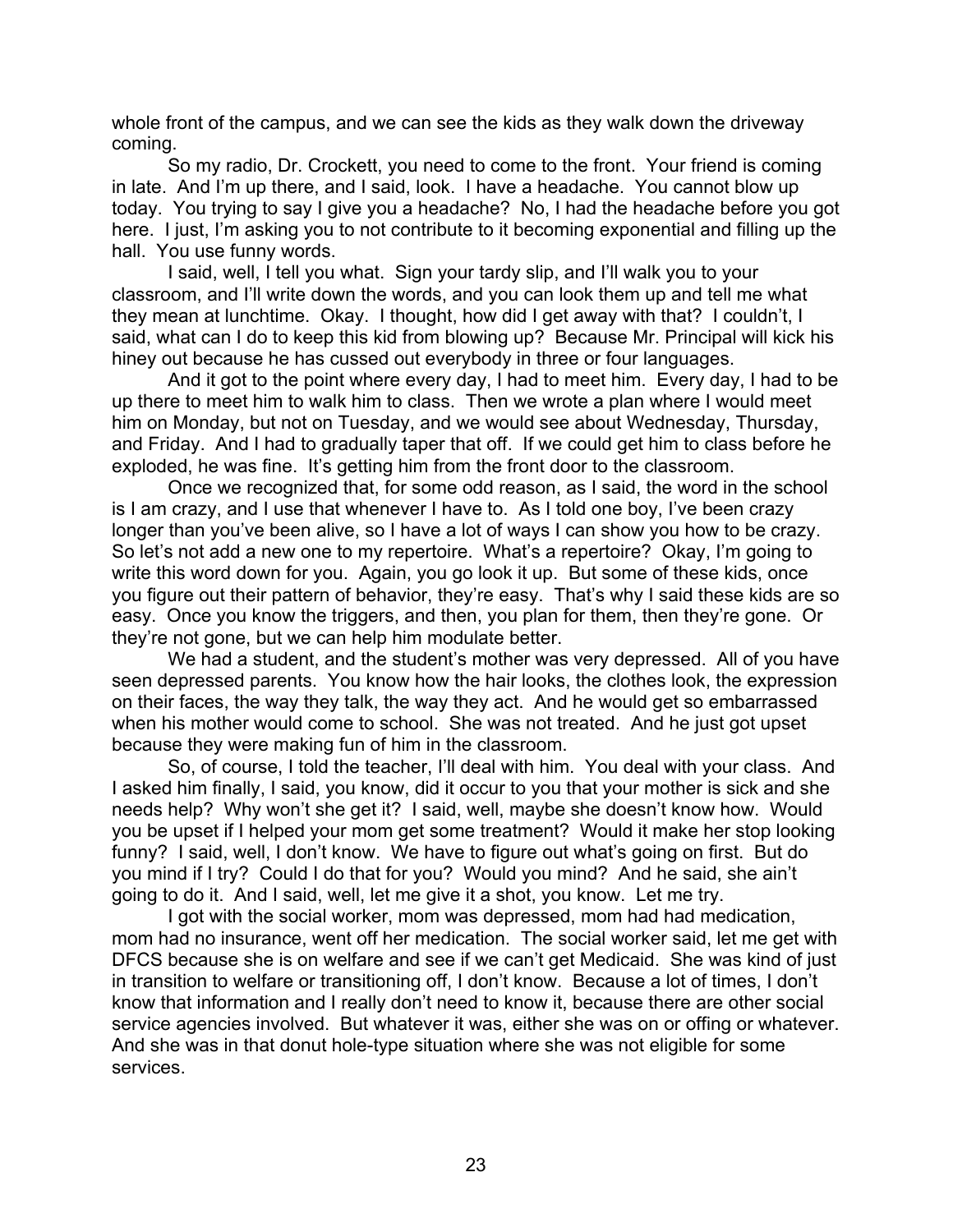whole front of the campus, and we can see the kids as they walk down the driveway coming.

So my radio, Dr. Crockett, you need to come to the front. Your friend is coming in late. And I'm up there, and I said, look. I have a headache. You cannot blow up today. You trying to say I give you a headache? No, I had the headache before you got here. I just, I'm asking you to not contribute to it becoming exponential and filling up the hall. You use funny words.

I said, well, I tell you what. Sign your tardy slip, and I'll walk you to your classroom, and I'll write down the words, and you can look them up and tell me what they mean at lunchtime. Okay. I thought, how did I get away with that? I couldn't, I said, what can I do to keep this kid from blowing up? Because Mr. Principal will kick his hiney out because he has cussed out everybody in three or four languages.

And it got to the point where every day, I had to meet him. Every day, I had to be up there to meet him to walk him to class. Then we wrote a plan where I would meet him on Monday, but not on Tuesday, and we would see about Wednesday, Thursday, and Friday. And I had to gradually taper that off. If we could get him to class before he exploded, he was fine. It's getting him from the front door to the classroom.

Once we recognized that, for some odd reason, as I said, the word in the school is I am crazy, and I use that whenever I have to. As I told one boy, I've been crazy longer than you've been alive, so I have a lot of ways I can show you how to be crazy. So let's not add a new one to my repertoire. What's a repertoire? Okay, I'm going to write this word down for you. Again, you go look it up. But some of these kids, once you figure out their pattern of behavior, they're easy. That's why I said these kids are so easy. Once you know the triggers, and then, you plan for them, then they're gone. Or they're not gone, but we can help him modulate better.

We had a student, and the student's mother was very depressed. All of you have seen depressed parents. You know how the hair looks, the clothes look, the expression on their faces, the way they talk, the way they act. And he would get so embarrassed when his mother would come to school. She was not treated. And he just got upset because they were making fun of him in the classroom.

So, of course, I told the teacher, I'll deal with him. You deal with your class. And I asked him finally, I said, you know, did it occur to you that your mother is sick and she needs help? Why won't she get it? I said, well, maybe she doesn't know how. Would you be upset if I helped your mom get some treatment? Would it make her stop looking funny? I said, well, I don't know. We have to figure out what's going on first. But do you mind if I try? Could I do that for you? Would you mind? And he said, she ain't going to do it. And I said, well, let me give it a shot, you know. Let me try.

I got with the social worker, mom was depressed, mom had had medication, mom had no insurance, went off her medication. The social worker said, let me get with DFCS because she is on welfare and see if we can't get Medicaid. She was kind of just in transition to welfare or transitioning off, I don't know. Because a lot of times, I don't know that information and I really don't need to know it, because there are other social service agencies involved. But whatever it was, either she was on or offing or whatever. And she was in that donut hole-type situation where she was not eligible for some services.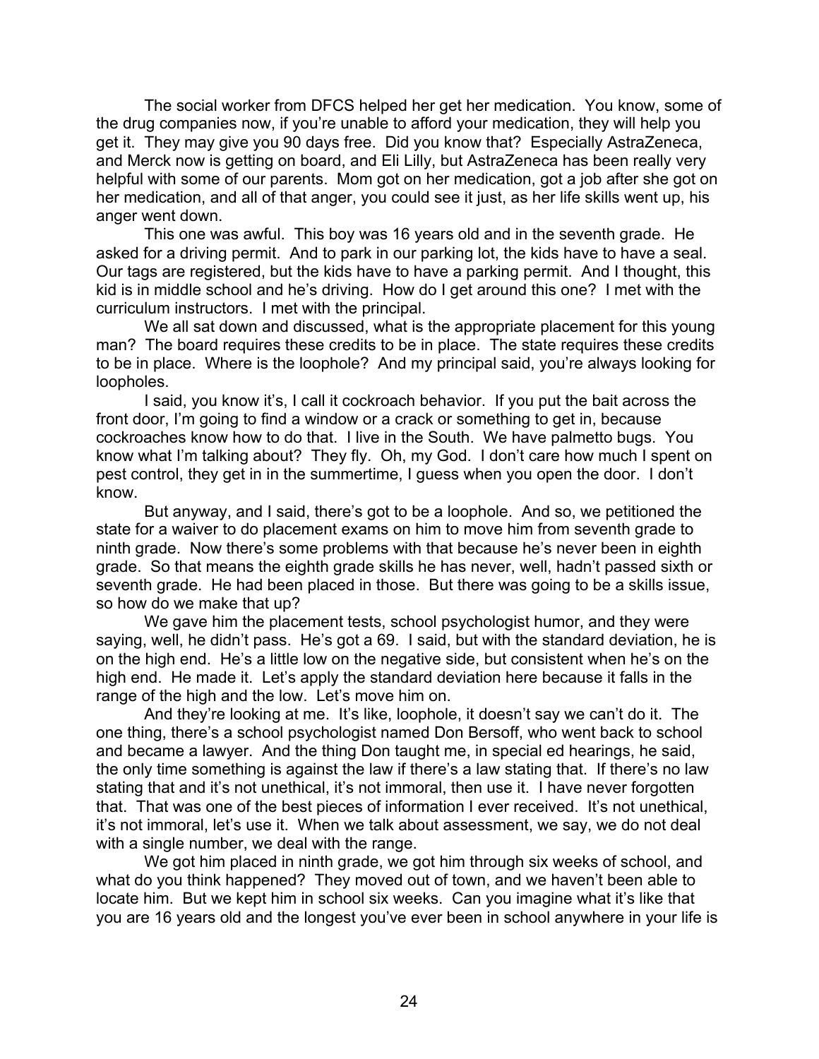The social worker from DFCS helped her get her medication. You know, some of the drug companies now, if you're unable to afford your medication, they will help you get it. They may give you 90 days free. Did you know that? Especially AstraZeneca, and Merck now is getting on board, and Eli Lilly, but AstraZeneca has been really very helpful with some of our parents. Mom got on her medication, got a job after she got on her medication, and all of that anger, you could see it just, as her life skills went up, his anger went down.

This one was awful. This boy was 16 years old and in the seventh grade. He asked for a driving permit. And to park in our parking lot, the kids have to have a seal. Our tags are registered, but the kids have to have a parking permit. And I thought, this kid is in middle school and he's driving. How do I get around this one? I met with the curriculum instructors. I met with the principal.

We all sat down and discussed, what is the appropriate placement for this young man? The board requires these credits to be in place. The state requires these credits to be in place. Where is the loophole? And my principal said, you're always looking for loopholes.

I said, you know it's, I call it cockroach behavior. If you put the bait across the front door, I'm going to find a window or a crack or something to get in, because cockroaches know how to do that. I live in the South. We have palmetto bugs. You know what I'm talking about? They fly. Oh, my God. I don't care how much I spent on pest control, they get in in the summertime, I guess when you open the door. I don't know.

But anyway, and I said, there's got to be a loophole. And so, we petitioned the state for a waiver to do placement exams on him to move him from seventh grade to ninth grade. Now there's some problems with that because he's never been in eighth grade. So that means the eighth grade skills he has never, well, hadn't passed sixth or seventh grade. He had been placed in those. But there was going to be a skills issue, so how do we make that up?

We gave him the placement tests, school psychologist humor, and they were saying, well, he didn't pass. He's got a 69. I said, but with the standard deviation, he is on the high end. He's a little low on the negative side, but consistent when he's on the high end. He made it. Let's apply the standard deviation here because it falls in the range of the high and the low. Let's move him on.

And they're looking at me. It's like, loophole, it doesn't say we can't do it. The one thing, there's a school psychologist named Don Bersoff, who went back to school and became a lawyer. And the thing Don taught me, in special ed hearings, he said, the only time something is against the law if there's a law stating that. If there's no law stating that and it's not unethical, it's not immoral, then use it. I have never forgotten that. That was one of the best pieces of information I ever received. It's not unethical, it's not immoral, let's use it. When we talk about assessment, we say, we do not deal with a single number, we deal with the range.

We got him placed in ninth grade, we got him through six weeks of school, and what do you think happened? They moved out of town, and we haven't been able to locate him. But we kept him in school six weeks. Can you imagine what it's like that you are 16 years old and the longest you've ever been in school anywhere in your life is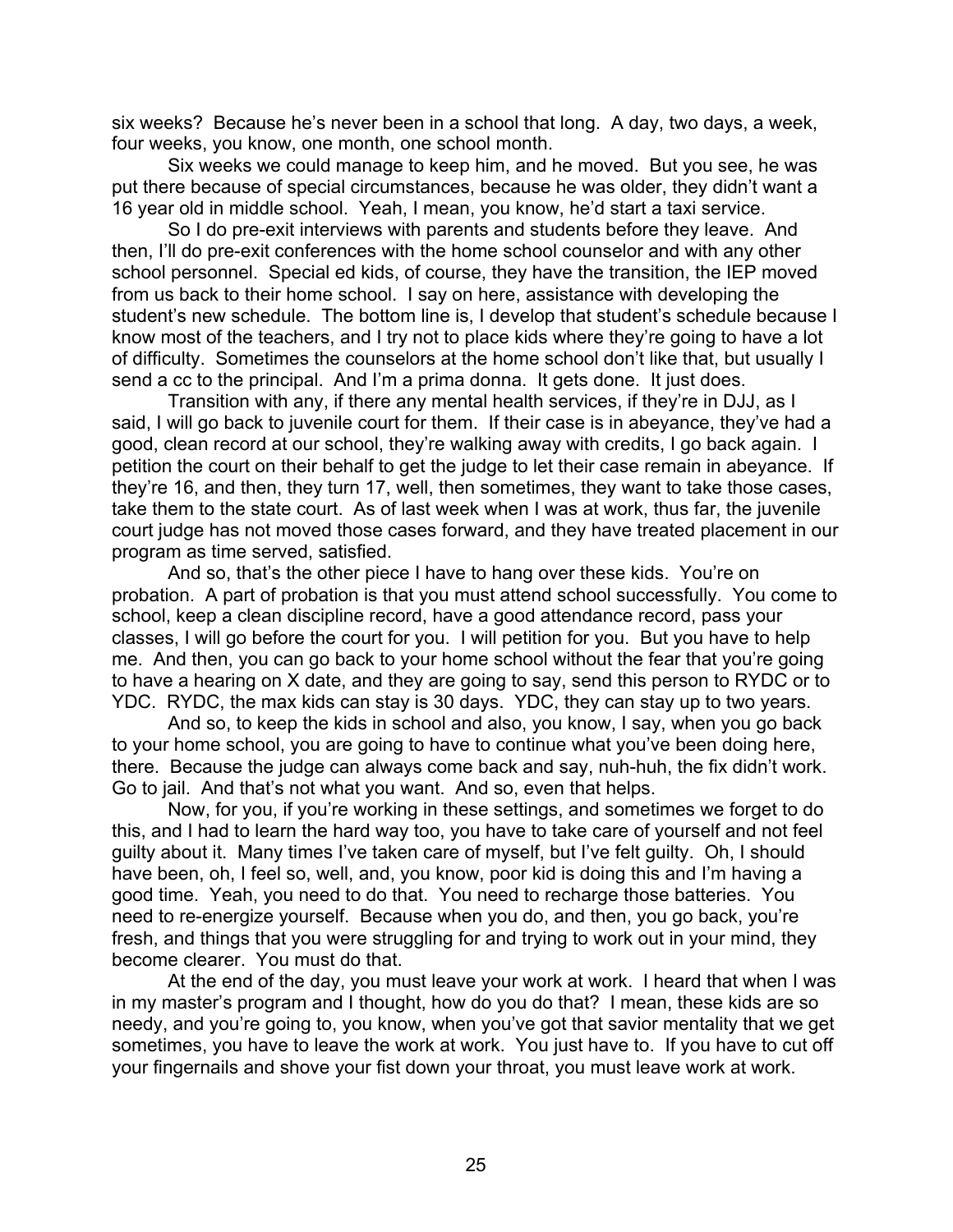six weeks? Because he's never been in a school that long. A day, two days, a week, four weeks, you know, one month, one school month.

Six weeks we could manage to keep him, and he moved. But you see, he was put there because of special circumstances, because he was older, they didn't want a 16 year old in middle school. Yeah, I mean, you know, he'd start a taxi service.

So I do pre-exit interviews with parents and students before they leave. And then, I'll do pre-exit conferences with the home school counselor and with any other school personnel. Special ed kids, of course, they have the transition, the IEP moved from us back to their home school. I say on here, assistance with developing the student's new schedule. The bottom line is, I develop that student's schedule because I know most of the teachers, and I try not to place kids where they're going to have a lot of difficulty. Sometimes the counselors at the home school don't like that, but usually I send a cc to the principal. And I'm a prima donna. It gets done. It just does.

Transition with any, if there any mental health services, if they're in DJJ, as I said, I will go back to juvenile court for them. If their case is in abeyance, they've had a good, clean record at our school, they're walking away with credits, I go back again. I petition the court on their behalf to get the judge to let their case remain in abeyance. If they're 16, and then, they turn 17, well, then sometimes, they want to take those cases, take them to the state court. As of last week when I was at work, thus far, the juvenile court judge has not moved those cases forward, and they have treated placement in our program as time served, satisfied.

And so, that's the other piece I have to hang over these kids. You're on probation. A part of probation is that you must attend school successfully. You come to school, keep a clean discipline record, have a good attendance record, pass your classes, I will go before the court for you. I will petition for you. But you have to help me. And then, you can go back to your home school without the fear that you're going to have a hearing on X date, and they are going to say, send this person to RYDC or to YDC. RYDC, the max kids can stay is 30 days. YDC, they can stay up to two years.

And so, to keep the kids in school and also, you know, I say, when you go back to your home school, you are going to have to continue what you've been doing here, there. Because the judge can always come back and say, nuh-huh, the fix didn't work. Go to jail. And that's not what you want. And so, even that helps.

Now, for you, if you're working in these settings, and sometimes we forget to do this, and I had to learn the hard way too, you have to take care of yourself and not feel guilty about it. Many times I've taken care of myself, but I've felt guilty. Oh, I should have been, oh, I feel so, well, and, you know, poor kid is doing this and I'm having a good time. Yeah, you need to do that. You need to recharge those batteries. You need to re-energize yourself. Because when you do, and then, you go back, you're fresh, and things that you were struggling for and trying to work out in your mind, they become clearer. You must do that.

At the end of the day, you must leave your work at work. I heard that when I was in my master's program and I thought, how do you do that? I mean, these kids are so needy, and you're going to, you know, when you've got that savior mentality that we get sometimes, you have to leave the work at work. You just have to. If you have to cut off your fingernails and shove your fist down your throat, you must leave work at work.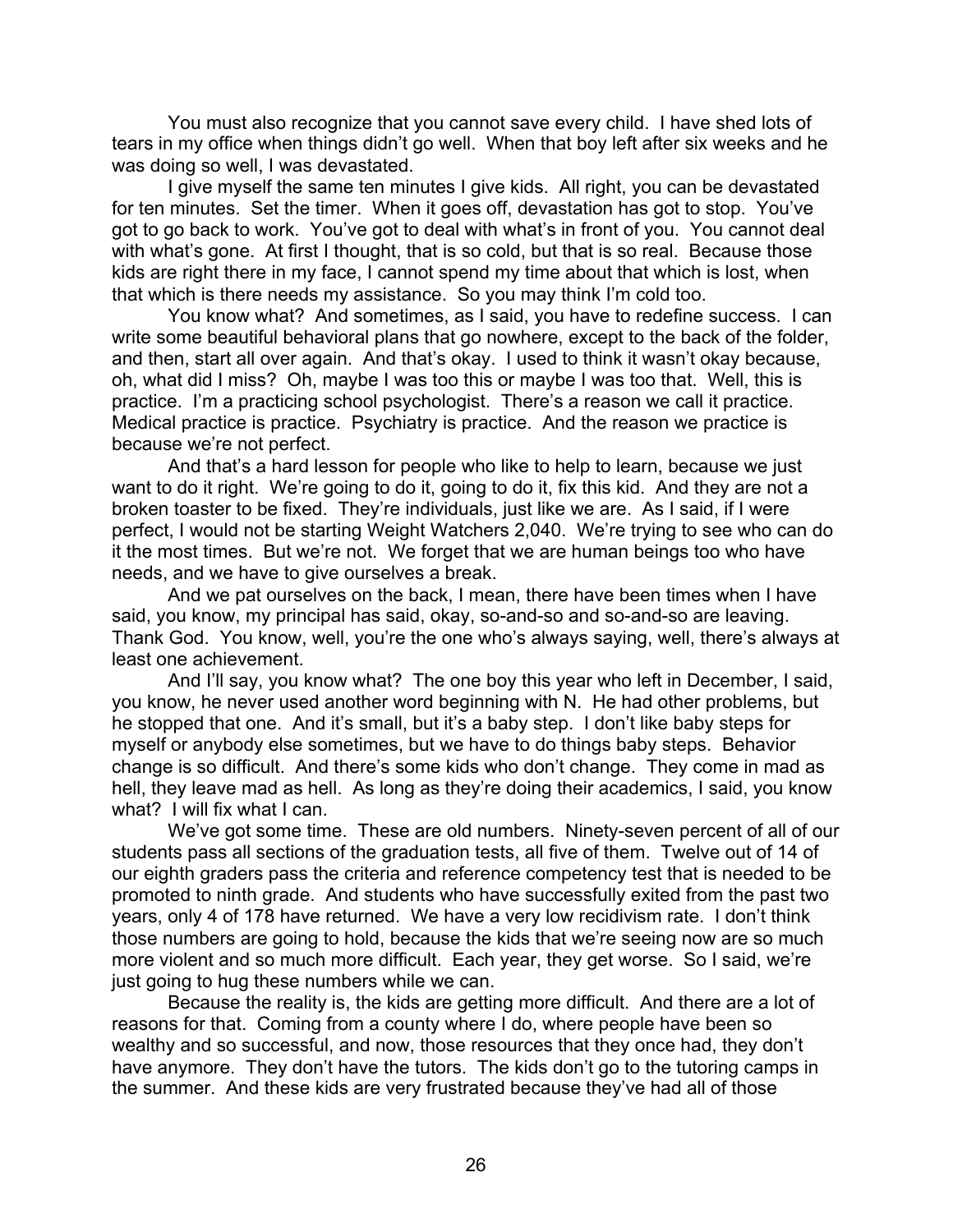You must also recognize that you cannot save every child. I have shed lots of tears in my office when things didn't go well. When that boy left after six weeks and he was doing so well, I was devastated.

I give myself the same ten minutes I give kids. All right, you can be devastated for ten minutes. Set the timer. When it goes off, devastation has got to stop. You've got to go back to work. You've got to deal with what's in front of you. You cannot deal with what's gone. At first I thought, that is so cold, but that is so real. Because those kids are right there in my face, I cannot spend my time about that which is lost, when that which is there needs my assistance. So you may think I'm cold too.

You know what? And sometimes, as I said, you have to redefine success. I can write some beautiful behavioral plans that go nowhere, except to the back of the folder, and then, start all over again. And that's okay. I used to think it wasn't okay because, oh, what did I miss? Oh, maybe I was too this or maybe I was too that. Well, this is practice. I'm a practicing school psychologist. There's a reason we call it practice. Medical practice is practice. Psychiatry is practice. And the reason we practice is because we're not perfect.

And that's a hard lesson for people who like to help to learn, because we just want to do it right. We're going to do it, going to do it, fix this kid. And they are not a broken toaster to be fixed. They're individuals, just like we are. As I said, if I were perfect, I would not be starting Weight Watchers 2,040. We're trying to see who can do it the most times. But we're not. We forget that we are human beings too who have needs, and we have to give ourselves a break.

And we pat ourselves on the back, I mean, there have been times when I have said, you know, my principal has said, okay, so-and-so and so-and-so are leaving. Thank God. You know, well, you're the one who's always saying, well, there's always at least one achievement.

And I'll say, you know what? The one boy this year who left in December, I said, you know, he never used another word beginning with N. He had other problems, but he stopped that one. And it's small, but it's a baby step. I don't like baby steps for myself or anybody else sometimes, but we have to do things baby steps. Behavior change is so difficult. And there's some kids who don't change. They come in mad as hell, they leave mad as hell. As long as they're doing their academics, I said, you know what? I will fix what I can.

We've got some time. These are old numbers. Ninety-seven percent of all of our students pass all sections of the graduation tests, all five of them. Twelve out of 14 of our eighth graders pass the criteria and reference competency test that is needed to be promoted to ninth grade. And students who have successfully exited from the past two years, only 4 of 178 have returned. We have a very low recidivism rate. I don't think those numbers are going to hold, because the kids that we're seeing now are so much more violent and so much more difficult. Each year, they get worse. So I said, we're just going to hug these numbers while we can.

Because the reality is, the kids are getting more difficult. And there are a lot of reasons for that. Coming from a county where I do, where people have been so wealthy and so successful, and now, those resources that they once had, they don't have anymore. They don't have the tutors. The kids don't go to the tutoring camps in the summer. And these kids are very frustrated because they've had all of those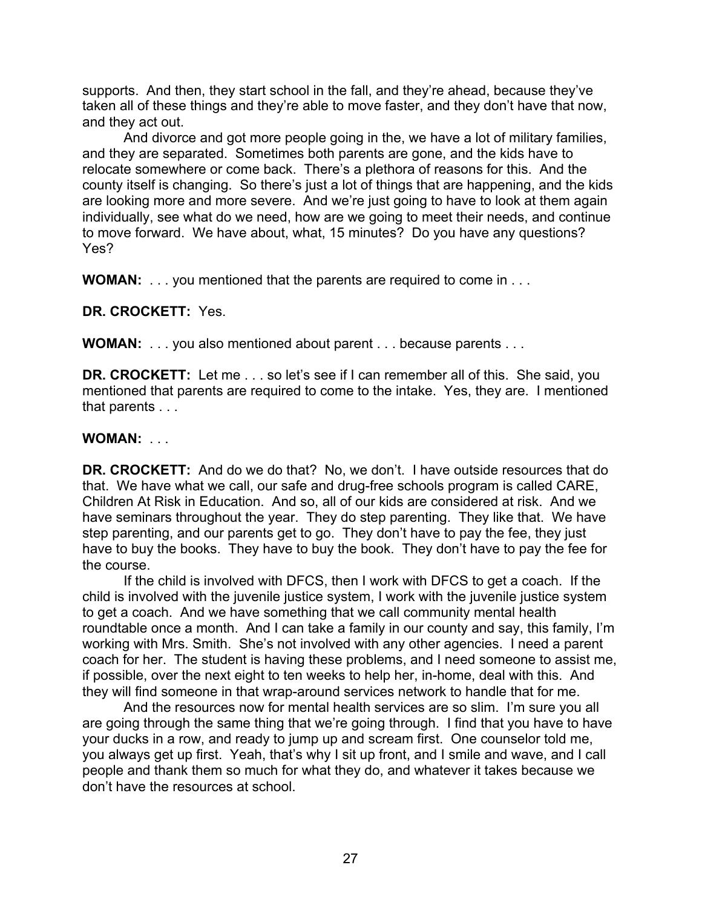supports. And then, they start school in the fall, and they're ahead, because they've taken all of these things and they're able to move faster, and they don't have that now, and they act out.

And divorce and got more people going in the, we have a lot of military families, and they are separated. Sometimes both parents are gone, and the kids have to relocate somewhere or come back. There's a plethora of reasons for this. And the county itself is changing. So there's just a lot of things that are happening, and the kids are looking more and more severe. And we're just going to have to look at them again individually, see what do we need, how are we going to meet their needs, and continue to move forward. We have about, what, 15 minutes? Do you have any questions? Yes?

**WOMAN:** . . . you mentioned that the parents are required to come in . . .

**DR. CROCKETT:** Yes.

**WOMAN:** . . . you also mentioned about parent . . . because parents . . .

**DR. CROCKETT:** Let me . . . so let's see if I can remember all of this. She said, you mentioned that parents are required to come to the intake. Yes, they are. I mentioned that parents . . .

**WOMAN:** . . .

**DR. CROCKETT:** And do we do that? No, we don't. I have outside resources that do that. We have what we call, our safe and drug-free schools program is called CARE, Children At Risk in Education. And so, all of our kids are considered at risk. And we have seminars throughout the year. They do step parenting. They like that. We have step parenting, and our parents get to go. They don't have to pay the fee, they just have to buy the books. They have to buy the book. They don't have to pay the fee for the course.

If the child is involved with DFCS, then I work with DFCS to get a coach. If the child is involved with the juvenile justice system, I work with the juvenile justice system to get a coach. And we have something that we call community mental health roundtable once a month. And I can take a family in our county and say, this family, I'm working with Mrs. Smith. She's not involved with any other agencies. I need a parent coach for her. The student is having these problems, and I need someone to assist me, if possible, over the next eight to ten weeks to help her, in-home, deal with this. And they will find someone in that wrap-around services network to handle that for me.

And the resources now for mental health services are so slim. I'm sure you all are going through the same thing that we're going through. I find that you have to have your ducks in a row, and ready to jump up and scream first. One counselor told me, you always get up first. Yeah, that's why I sit up front, and I smile and wave, and I call people and thank them so much for what they do, and whatever it takes because we don't have the resources at school.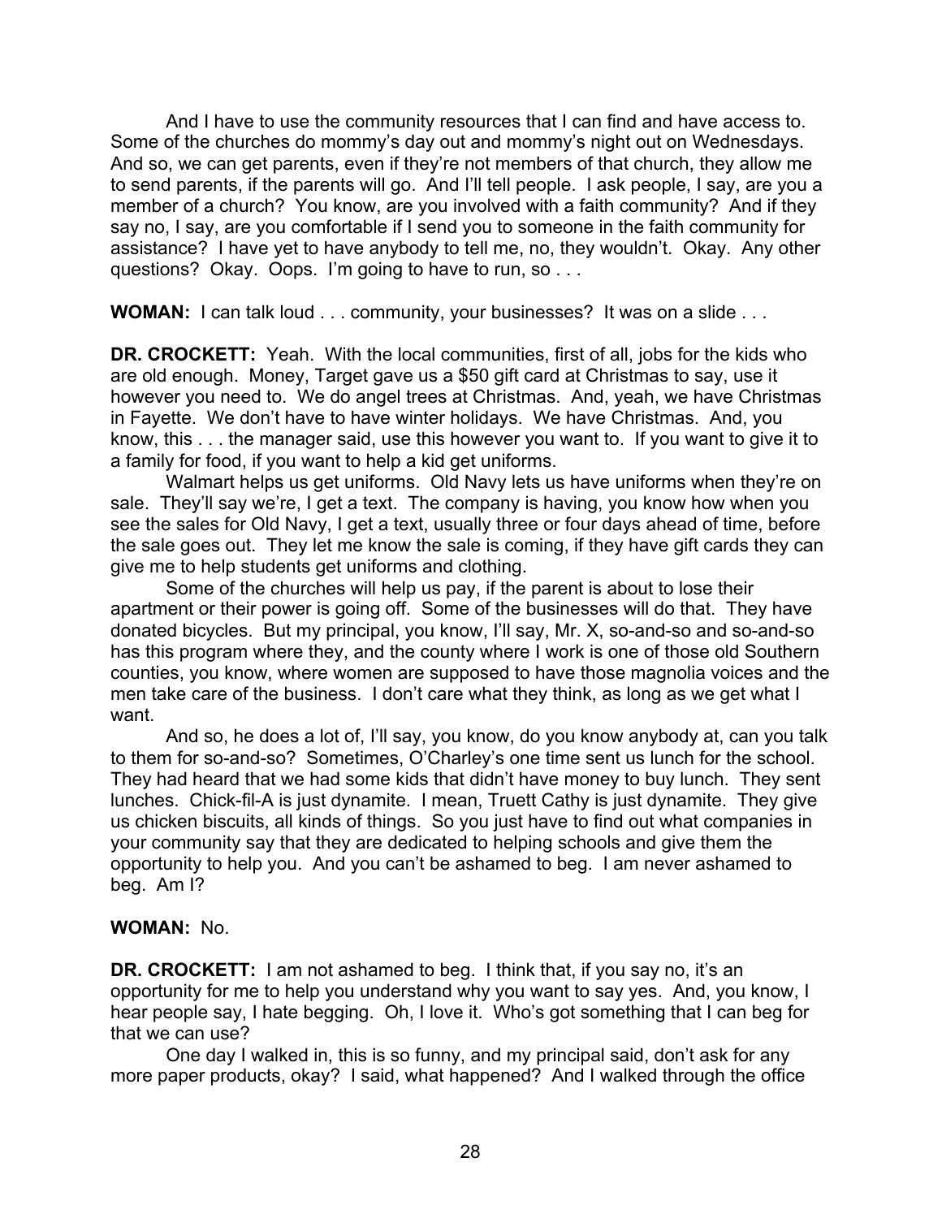And I have to use the community resources that I can find and have access to. Some of the churches do mommy's day out and mommy's night out on Wednesdays. And so, we can get parents, even if they're not members of that church, they allow me to send parents, if the parents will go. And I'll tell people. I ask people, I say, are you a member of a church? You know, are you involved with a faith community? And if they say no, I say, are you comfortable if I send you to someone in the faith community for assistance? I have yet to have anybody to tell me, no, they wouldn't. Okay. Any other questions? Okay. Oops. I'm going to have to run, so . . .

**WOMAN:** I can talk loud . . . community, your businesses? It was on a slide . . .

**DR. CROCKETT:** Yeah. With the local communities, first of all, jobs for the kids who are old enough. Money, Target gave us a $50 gift card at Christmas to say, use it however you need to. We do angel trees at Christmas. And, yeah, we have Christmas in Fayette. We don't have to have winter holidays. We have Christmas. And, you know, this . . . the manager said, use this however you want to. If you want to give it to a family for food, if you want to help a kid get uniforms.

Walmart helps us get uniforms. Old Navy lets us have uniforms when they're on sale. They'll say we're, I get a text. The company is having, you know how when you see the sales for Old Navy, I get a text, usually three or four days ahead of time, before the sale goes out. They let me know the sale is coming, if they have gift cards they can give me to help students get uniforms and clothing.

Some of the churches will help us pay, if the parent is about to lose their apartment or their power is going off. Some of the businesses will do that. They have donated bicycles. But my principal, you know, I'll say, Mr. X, so-and-so and so-and-so has this program where they, and the county where I work is one of those old Southern counties, you know, where women are supposed to have those magnolia voices and the men take care of the business. I don't care what they think, as long as we get what I want.

And so, he does a lot of, I'll say, you know, do you know anybody at, can you talk to them for so-and-so? Sometimes, O'Charley's one time sent us lunch for the school. They had heard that we had some kids that didn't have money to buy lunch. They sent lunches. Chick-fil-A is just dynamite. I mean, Truett Cathy is just dynamite. They give us chicken biscuits, all kinds of things. So you just have to find out what companies in your community say that they are dedicated to helping schools and give them the opportunity to help you. And you can't be ashamed to beg. I am never ashamed to beg. Am I?

**WOMAN:** No.

**DR. CROCKETT:** I am not ashamed to beg. I think that, if you say no, it's an opportunity for me to help you understand why you want to say yes. And, you know, I hear people say, I hate begging. Oh, I love it. Who's got something that I can beg for that we can use?

One day I walked in, this is so funny, and my principal said, don't ask for any more paper products, okay? I said, what happened? And I walked through the office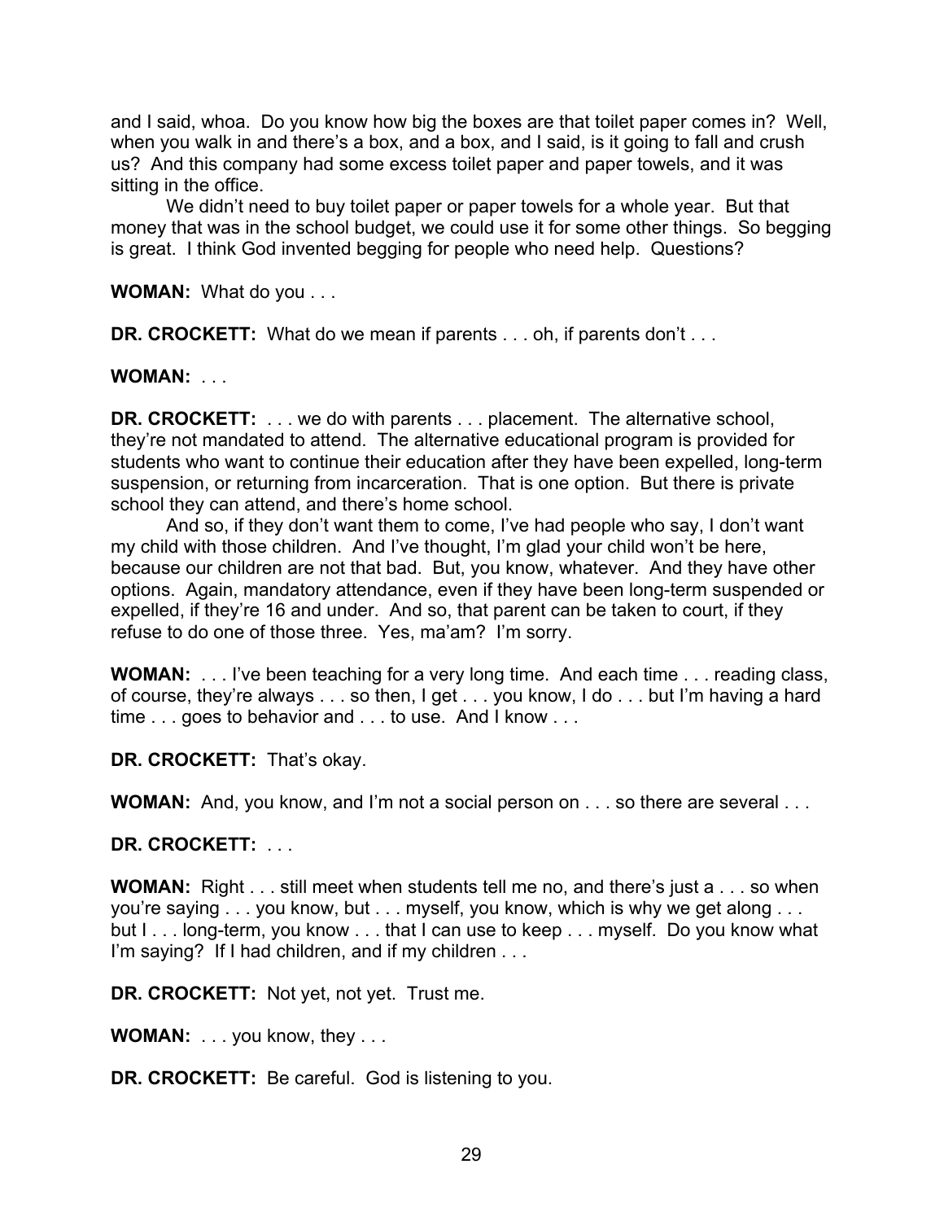and I said, whoa. Do you know how big the boxes are that toilet paper comes in? Well, when you walk in and there's a box, and a box, and I said, is it going to fall and crush us? And this company had some excess toilet paper and paper towels, and it was sitting in the office.

We didn't need to buy toilet paper or paper towels for a whole year. But that money that was in the school budget, we could use it for some other things. So begging is great. I think God invented begging for people who need help. Questions?

**WOMAN:** What do you . . .

**DR. CROCKETT:** What do we mean if parents . . . oh, if parents don't . . .

**WOMAN:** . . .

**DR. CROCKETT:** . . . we do with parents . . . placement. The alternative school, they're not mandated to attend. The alternative educational program is provided for students who want to continue their education after they have been expelled, long-term suspension, or returning from incarceration. That is one option. But there is private school they can attend, and there's home school.

And so, if they don't want them to come, I've had people who say, I don't want my child with those children. And I've thought, I'm glad your child won't be here, because our children are not that bad. But, you know, whatever. And they have other options. Again, mandatory attendance, even if they have been long-term suspended or expelled, if they're 16 and under. And so, that parent can be taken to court, if they refuse to do one of those three. Yes, ma'am? I'm sorry.

**WOMAN:** . . . I've been teaching for a very long time. And each time . . . reading class, of course, they're always . . . so then, I get . . . you know, I do . . . but I'm having a hard time . . . goes to behavior and . . . to use. And I know . . .

**DR. CROCKETT:** That's okay.

**WOMAN:** And, you know, and I'm not a social person on . . . so there are several . . .

**DR. CROCKETT:** . . .

**WOMAN:** Right . . . still meet when students tell me no, and there's just a . . . so when you're saying . . . you know, but . . . myself, you know, which is why we get along . . . but I . . . long-term, you know . . . that I can use to keep . . . myself. Do you know what I'm saying? If I had children, and if my children . . .

**DR. CROCKETT:** Not yet, not yet. Trust me.

**WOMAN:** . . . you know, they . . .

**DR. CROCKETT:** Be careful. God is listening to you.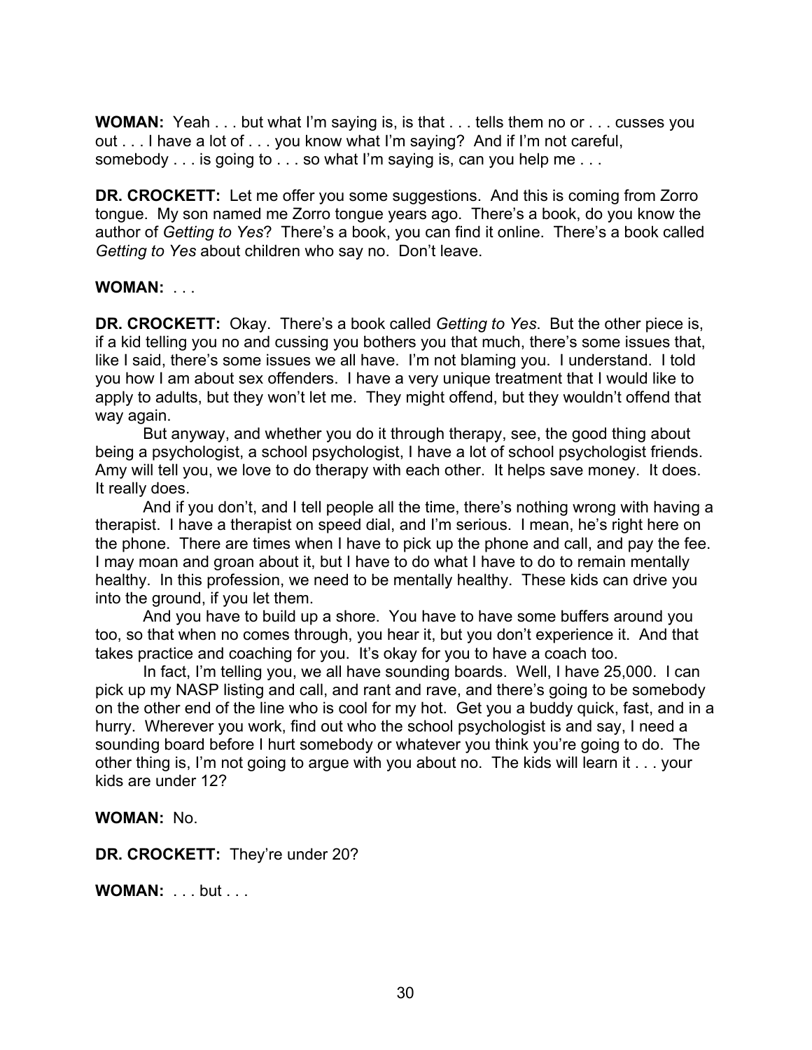**WOMAN:** Yeah . . . but what I'm saying is, is that . . . tells them no or . . . cusses you out . . . I have a lot of . . . you know what I'm saying? And if I'm not careful, somebody . . . is going to . . . so what I'm saying is, can you help me . . .

**DR. CROCKETT:** Let me offer you some suggestions. And this is coming from Zorro tongue. My son named me Zorro tongue years ago. There's a book, do you know the author of *Getting to Yes*? There's a book, you can find it online. There's a book called *Getting to Yes* about children who say no. Don't leave.

**WOMAN:** . . .

**DR. CROCKETT:** Okay. There's a book called *Getting to Yes*. But the other piece is, if a kid telling you no and cussing you bothers you that much, there's some issues that, like I said, there's some issues we all have. I'm not blaming you. I understand. I told you how I am about sex offenders. I have a very unique treatment that I would like to apply to adults, but they won't let me. They might offend, but they wouldn't offend that way again.

But anyway, and whether you do it through therapy, see, the good thing about being a psychologist, a school psychologist, I have a lot of school psychologist friends. Amy will tell you, we love to do therapy with each other. It helps save money. It does. It really does.

And if you don't, and I tell people all the time, there's nothing wrong with having a therapist. I have a therapist on speed dial, and I'm serious. I mean, he's right here on the phone. There are times when I have to pick up the phone and call, and pay the fee. I may moan and groan about it, but I have to do what I have to do to remain mentally healthy. In this profession, we need to be mentally healthy. These kids can drive you into the ground, if you let them.

And you have to build up a shore. You have to have some buffers around you too, so that when no comes through, you hear it, but you don't experience it. And that takes practice and coaching for you. It's okay for you to have a coach too.

In fact, I'm telling you, we all have sounding boards. Well, I have 25,000. I can pick up my NASP listing and call, and rant and rave, and there's going to be somebody on the other end of the line who is cool for my hot. Get you a buddy quick, fast, and in a hurry. Wherever you work, find out who the school psychologist is and say, I need a sounding board before I hurt somebody or whatever you think you're going to do. The other thing is, I'm not going to argue with you about no. The kids will learn it . . . your kids are under 12?

**WOMAN:** No.

**DR. CROCKETT:** They're under 20?

**WOMAN:** . . . but . . .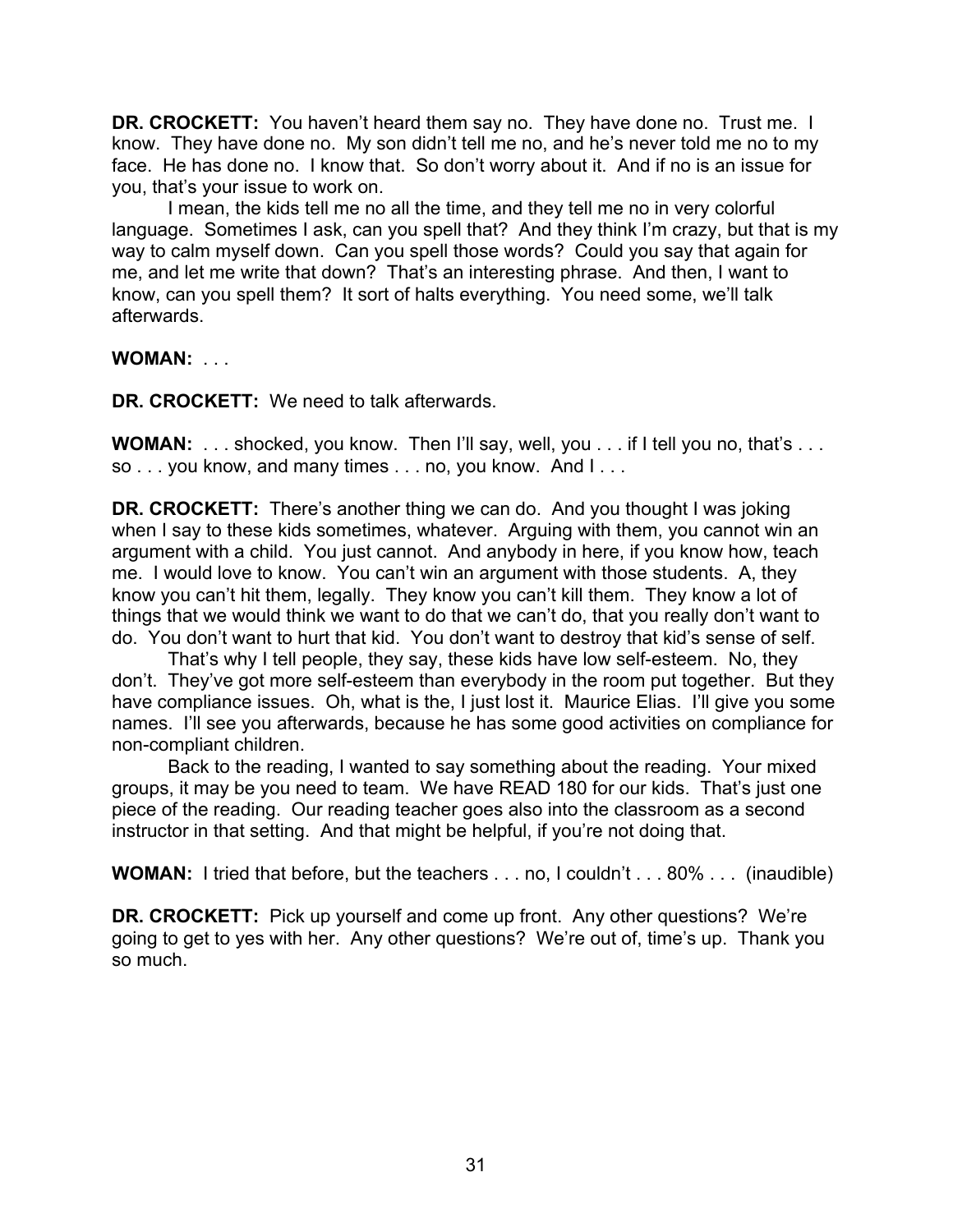**DR. CROCKETT:** You haven't heard them say no. They have done no. Trust me. I know. They have done no. My son didn't tell me no, and he's never told me no to my face. He has done no. I know that. So don't worry about it. And if no is an issue for you, that's your issue to work on.

I mean, the kids tell me no all the time, and they tell me no in very colorful language. Sometimes I ask, can you spell that? And they think I'm crazy, but that is my way to calm myself down. Can you spell those words? Could you say that again for me, and let me write that down? That's an interesting phrase. And then, I want to know, can you spell them? It sort of halts everything. You need some, we'll talk afterwards.

**WOMAN:** . . .

**DR. CROCKETT:** We need to talk afterwards.

**WOMAN:** . . . shocked, you know. Then I'll say, well, you . . . if I tell you no, that's . . . so . . . you know, and many times . . . no, you know. And I . . .

**DR. CROCKETT:** There's another thing we can do. And you thought I was joking when I say to these kids sometimes, whatever. Arguing with them, you cannot win an argument with a child. You just cannot. And anybody in here, if you know how, teach me. I would love to know. You can't win an argument with those students. A, they know you can't hit them, legally. They know you can't kill them. They know a lot of things that we would think we want to do that we can't do, that you really don't want to do. You don't want to hurt that kid. You don't want to destroy that kid's sense of self.

That's why I tell people, they say, these kids have low self-esteem. No, they don't. They've got more self-esteem than everybody in the room put together. But they have compliance issues. Oh, what is the, I just lost it. Maurice Elias. I'll give you some names. I'll see you afterwards, because he has some good activities on compliance for non-compliant children.

Back to the reading, I wanted to say something about the reading. Your mixed groups, it may be you need to team. We have READ 180 for our kids. That's just one piece of the reading. Our reading teacher goes also into the classroom as a second instructor in that setting. And that might be helpful, if you're not doing that.

**WOMAN:** I tried that before, but the teachers . . . no, I couldn't . . . 80% . . . (inaudible)

**DR. CROCKETT:** Pick up yourself and come up front. Any other questions? We're going to get to yes with her. Any other questions? We're out of, time's up. Thank you so much.